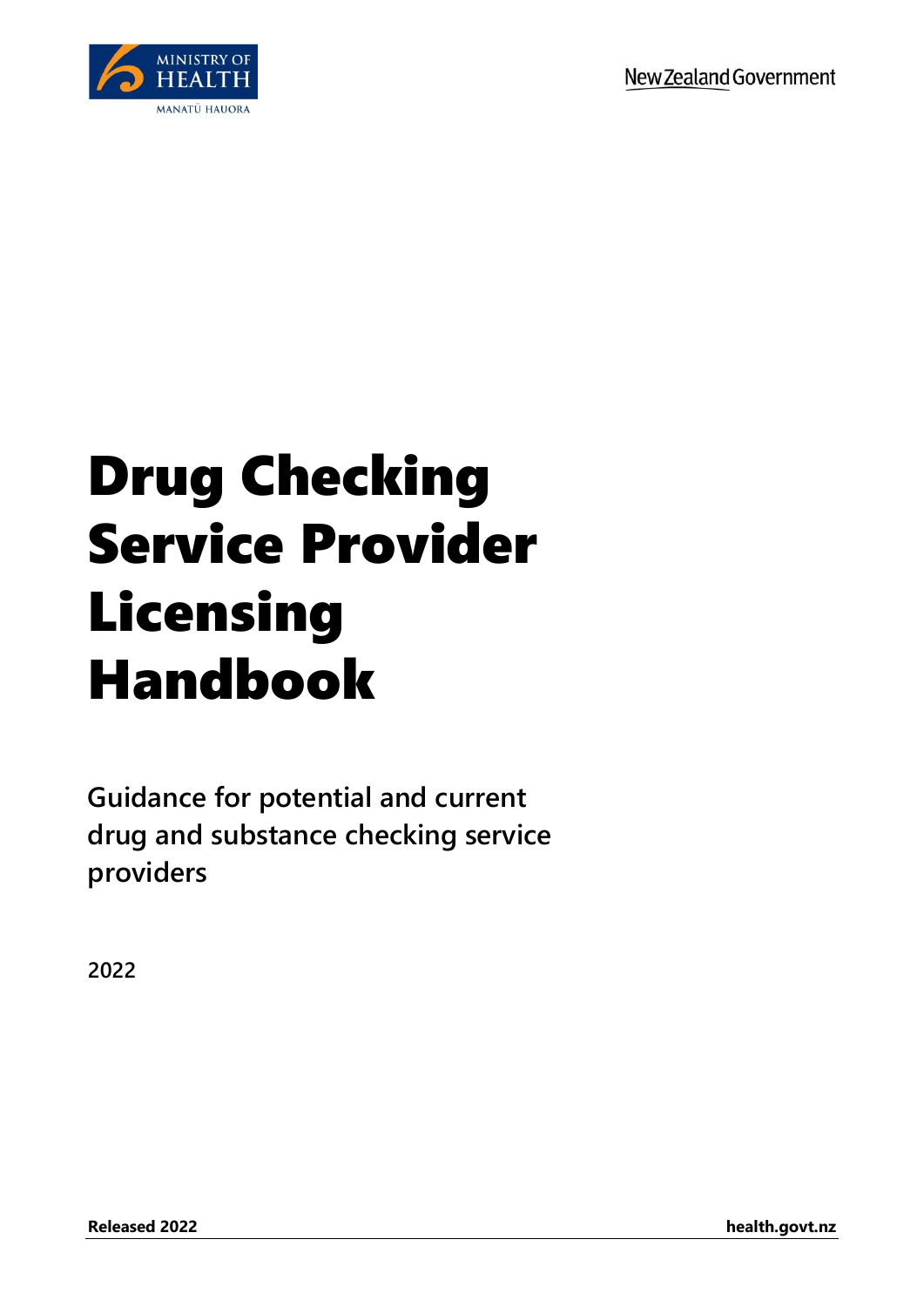MINISTRY OF HEALTH

MANATŪ HAUORA

New Zealand Government

# Drug Checking Service Provider Licensing Handbook

## Guidance for potential and current drug and substance checking service providers

**2022**

**Released 2022** **health.govt.nz**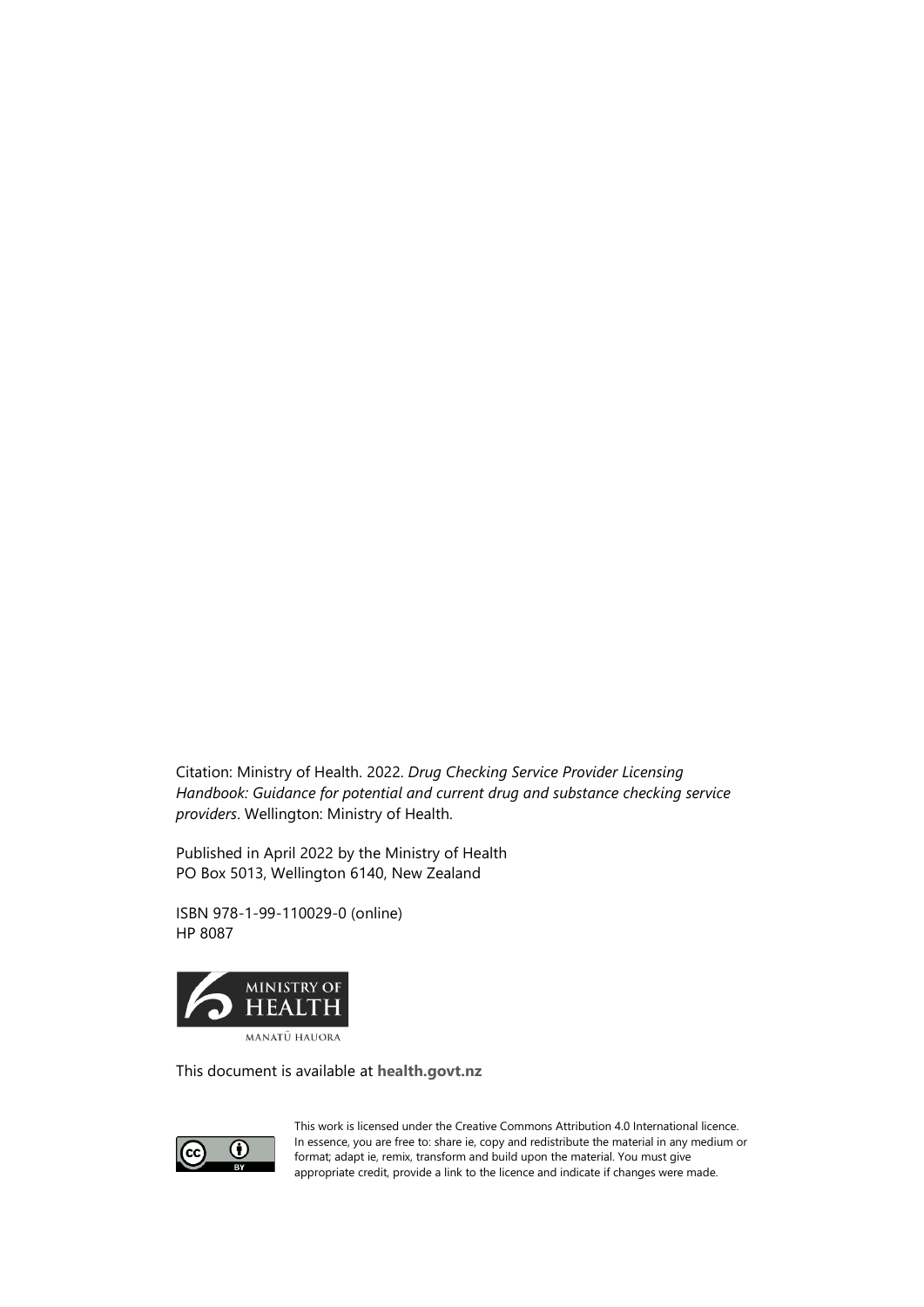Citation: Ministry of Health. 2022. *Drug Checking Service Provider Licensing Handbook: Guidance for potential and current drug and substance checking service providers*. Wellington: Ministry of Health.

Published in April 2022 by the Ministry of Health
PO Box 5013, Wellington 6140, New Zealand

ISBN 978-1-99-110029-0 (online)
HP 8087

MINISTRY OF HEALTH
MANATŪ HAUORA

This document is available at **health.govt.nz**

This work is licensed under the Creative Commons Attribution 4.0 International licence. In essence, you are free to: share ie, copy and redistribute the material in any medium or format; adapt ie, remix, transform and build upon the material. You must give appropriate credit, provide a link to the licence and indicate if changes were made.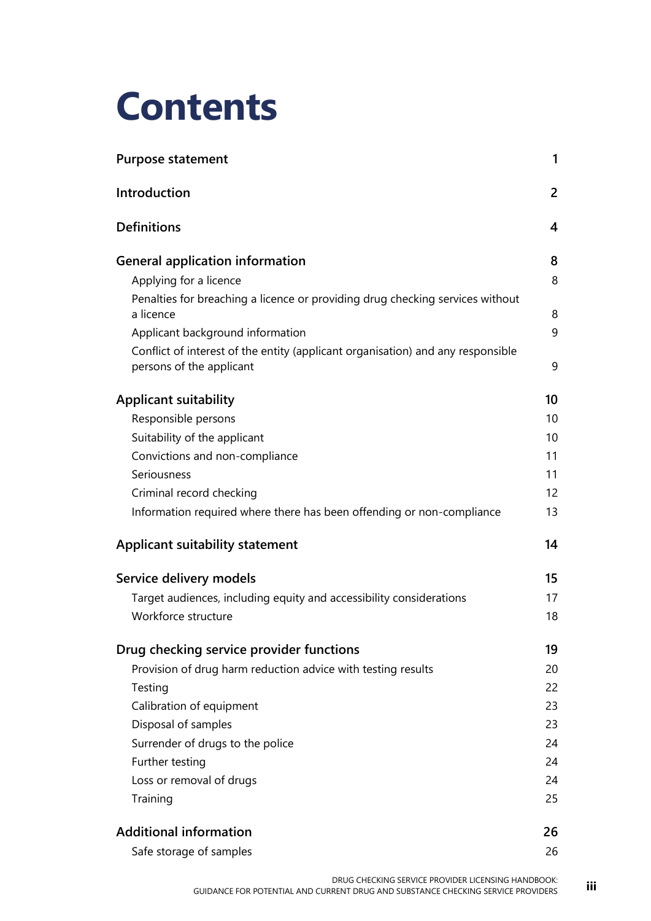# Contents

| | |
|---|---|
| **Purpose statement** | **1** |
| **Introduction** | **2** |
| **Definitions** | **4** |
| **General application information** | **8** |
| Applying for a licence | 8 |
| Penalties for breaching a licence or providing drug checking services without a licence | 8 |
| Applicant background information | 9 |
| Conflict of interest of the entity (applicant organisation) and any responsible persons of the applicant | 9 |
| **Applicant suitability** | **10** |
| Responsible persons | 10 |
| Suitability of the applicant | 10 |
| Convictions and non-compliance | 11 |
| Seriousness | 11 |
| Criminal record checking | 12 |
| Information required where there has been offending or non-compliance | 13 |
| **Applicant suitability statement** | **14** |
| **Service delivery models** | **15** |
| Target audiences, including equity and accessibility considerations | 17 |
| Workforce structure | 18 |
| **Drug checking service provider functions** | **19** |
| Provision of drug harm reduction advice with testing results | 20 |
| Testing | 22 |
| Calibration of equipment | 23 |
| Disposal of samples | 23 |
| Surrender of drugs to the police | 24 |
| Further testing | 24 |
| Loss or removal of drugs | 24 |
| Training | 25 |
| **Additional information** | **26** |
| Safe storage of samples | 26 |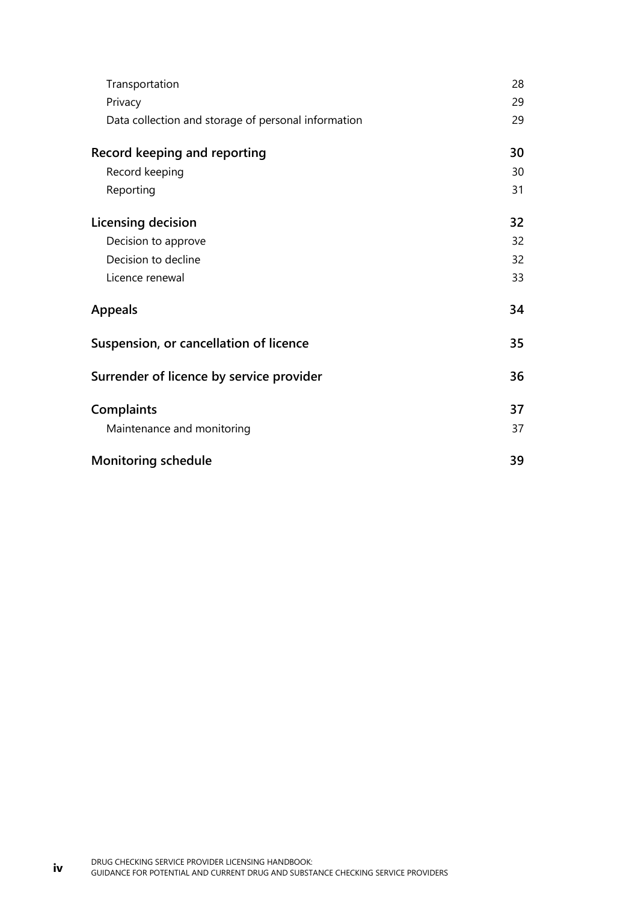| | |
|---|---|
| Transportation | 28 |
| Privacy | 29 |
| Data collection and storage of personal information | 29 |
| **Record keeping and reporting** | **30** |
| Record keeping | 30 |
| Reporting | 31 |
| **Licensing decision** | **32** |
| Decision to approve | 32 |
| Decision to decline | 32 |
| Licence renewal | 33 |
| **Appeals** | **34** |
| **Suspension, or cancellation of licence** | **35** |
| **Surrender of licence by service provider** | **36** |
| **Complaints** | **37** |
| Maintenance and monitoring | 37 |
| **Monitoring schedule** | **39** |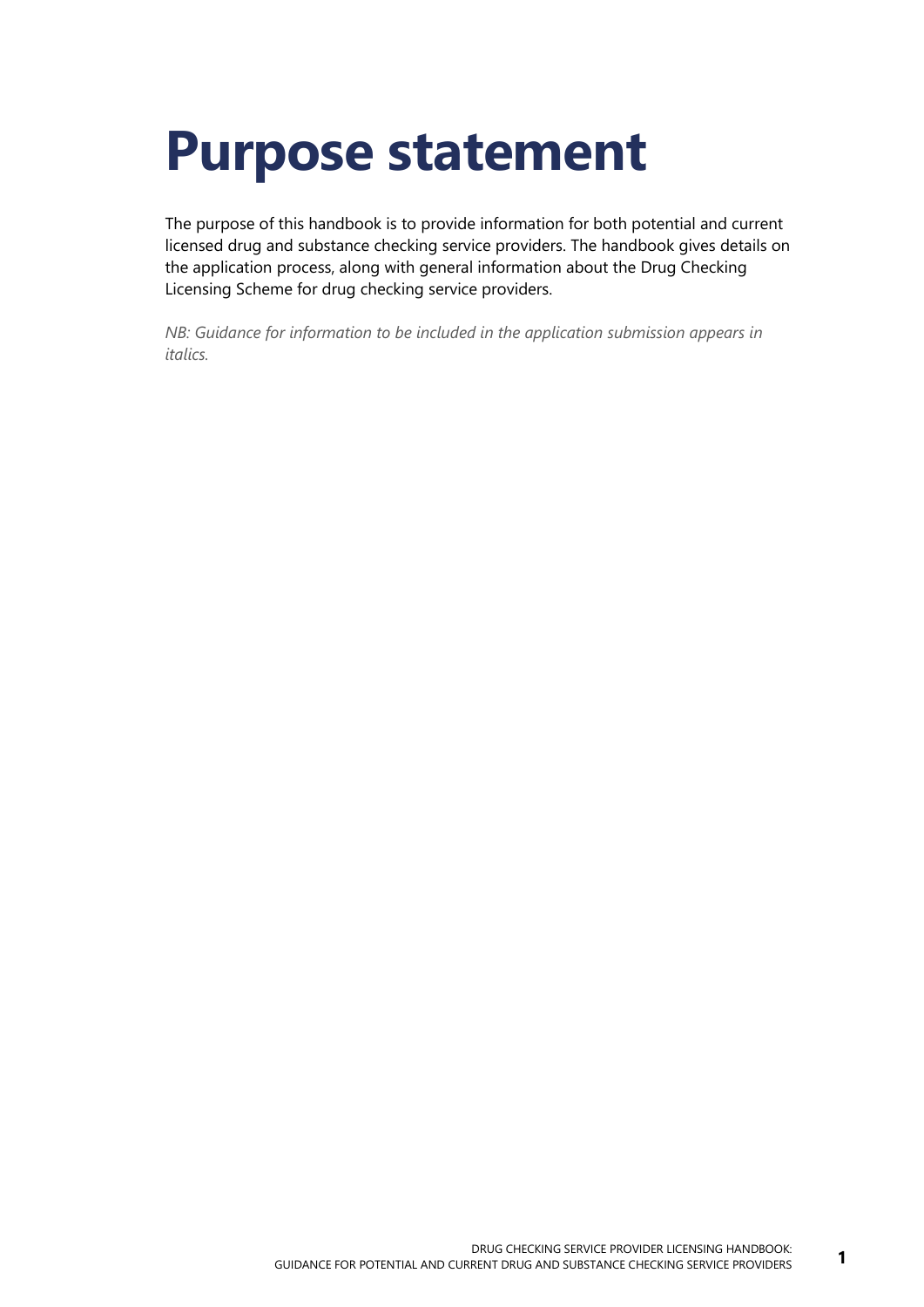# Purpose statement

The purpose of this handbook is to provide information for both potential and current licensed drug and substance checking service providers. The handbook gives details on the application process, along with general information about the Drug Checking Licensing Scheme for drug checking service providers.

*NB: Guidance for information to be included in the application submission appears in italics.*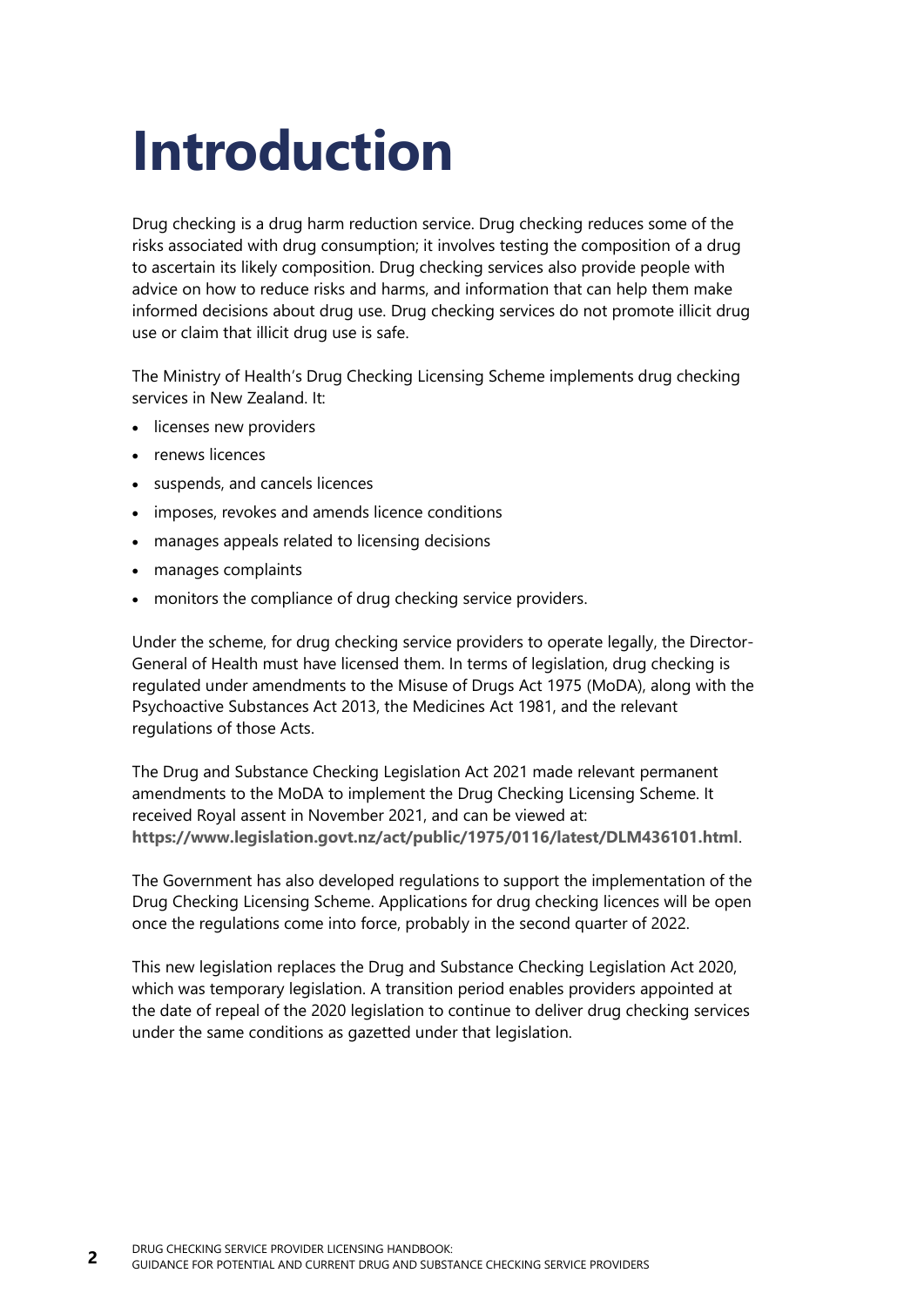# Introduction

Drug checking is a drug harm reduction service. Drug checking reduces some of the risks associated with drug consumption; it involves testing the composition of a drug to ascertain its likely composition. Drug checking services also provide people with advice on how to reduce risks and harms, and information that can help them make informed decisions about drug use. Drug checking services do not promote illicit drug use or claim that illicit drug use is safe.

The Ministry of Health's Drug Checking Licensing Scheme implements drug checking services in New Zealand. It:

- licenses new providers
- renews licences
- suspends, and cancels licences
- imposes, revokes and amends licence conditions
- manages appeals related to licensing decisions
- manages complaints
- monitors the compliance of drug checking service providers.

Under the scheme, for drug checking service providers to operate legally, the Director-General of Health must have licensed them. In terms of legislation, drug checking is regulated under amendments to the Misuse of Drugs Act 1975 (MoDA), along with the Psychoactive Substances Act 2013, the Medicines Act 1981, and the relevant regulations of those Acts.

The Drug and Substance Checking Legislation Act 2021 made relevant permanent amendments to the MoDA to implement the Drug Checking Licensing Scheme. It received Royal assent in November 2021, and can be viewed at: **https://www.legislation.govt.nz/act/public/1975/0116/latest/DLM436101.html**.

The Government has also developed regulations to support the implementation of the Drug Checking Licensing Scheme. Applications for drug checking licences will be open once the regulations come into force, probably in the second quarter of 2022.

This new legislation replaces the Drug and Substance Checking Legislation Act 2020, which was temporary legislation. A transition period enables providers appointed at the date of repeal of the 2020 legislation to continue to deliver drug checking services under the same conditions as gazetted under that legislation.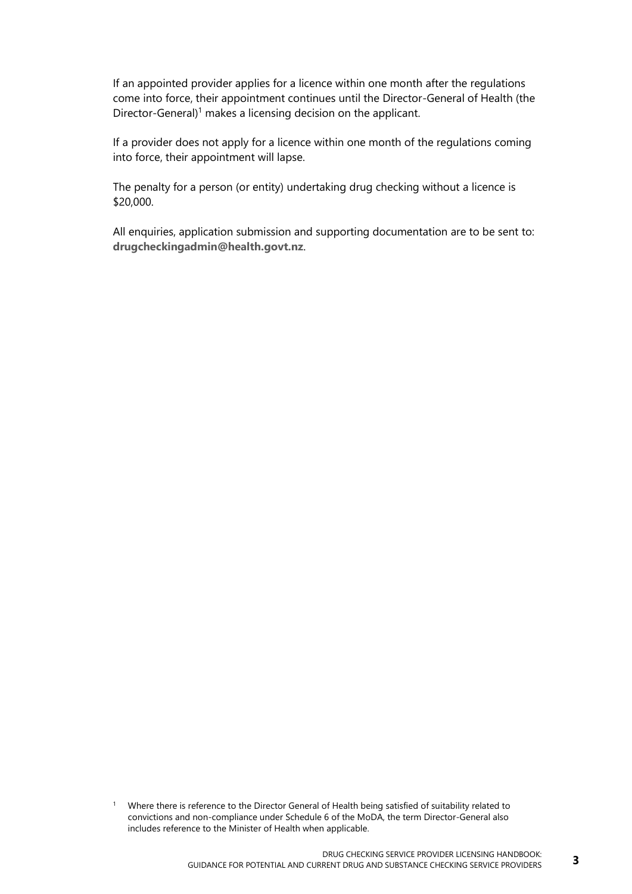If an appointed provider applies for a licence within one month after the regulations come into force, their appointment continues until the Director-General of Health (the Director-General)[1] makes a licensing decision on the applicant.

If a provider does not apply for a licence within one month of the regulations coming into force, their appointment will lapse.

The penalty for a person (or entity) undertaking drug checking without a licence is $20,000.

All enquiries, application submission and supporting documentation are to be sent to: **drugcheckingadmin@health.govt.nz**.

[1] Where there is reference to the Director General of Health being satisfied of suitability related to convictions and non-compliance under Schedule 6 of the MoDA, the term Director-General also includes reference to the Minister of Health when applicable.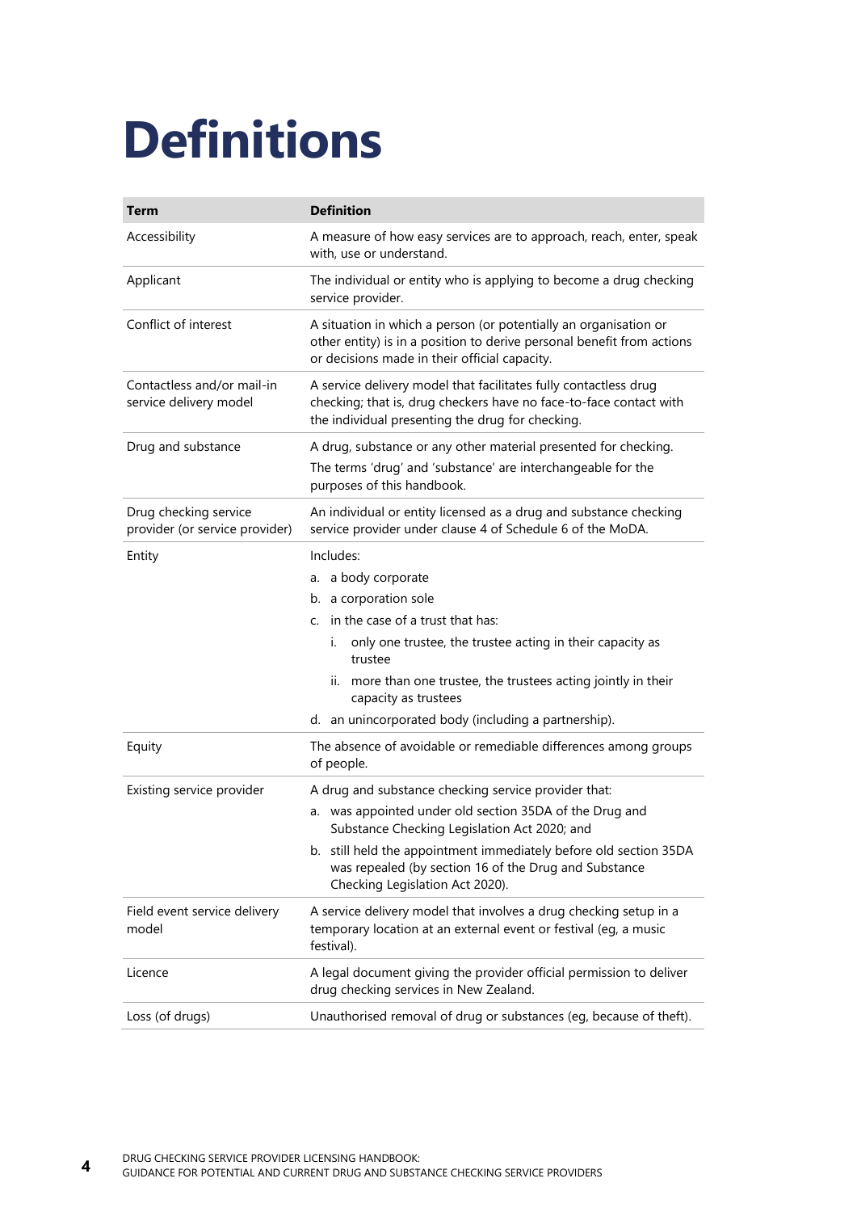# Definitions

| Term | Definition |
| --- | --- |
| Accessibility | A measure of how easy services are to approach, reach, enter, speak with, use or understand. |
| Applicant | The individual or entity who is applying to become a drug checking service provider. |
| Conflict of interest | A situation in which a person (or potentially an organisation or other entity) is in a position to derive personal benefit from actions or decisions made in their official capacity. |
| Contactless and/or mail-in service delivery model | A service delivery model that facilitates fully contactless drug checking; that is, drug checkers have no face-to-face contact with the individual presenting the drug for checking. |
| Drug and substance | A drug, substance or any other material presented for checking.<br>The terms 'drug' and 'substance' are interchangeable for the purposes of this handbook. |
| Drug checking service provider (or service provider) | An individual or entity licensed as a drug and substance checking service provider under clause 4 of Schedule 6 of the MoDA. |
| Entity | Includes:<br>a. a body corporate<br>b. a corporation sole<br>c. in the case of a trust that has:<br>i. only one trustee, the trustee acting in their capacity as trustee<br>ii. more than one trustee, the trustees acting jointly in their capacity as trustees<br>d. an unincorporated body (including a partnership). |
| Equity | The absence of avoidable or remediable differences among groups of people. |
| Existing service provider | A drug and substance checking service provider that:<br>a. was appointed under old section 35DA of the Drug and Substance Checking Legislation Act 2020; and<br>b. still held the appointment immediately before old section 35DA was repealed (by section 16 of the Drug and Substance Checking Legislation Act 2020). |
| Field event service delivery model | A service delivery model that involves a drug checking setup in a temporary location at an external event or festival (eg, a music festival). |
| Licence | A legal document giving the provider official permission to deliver drug checking services in New Zealand. |
| Loss (of drugs) | Unauthorised removal of drug or substances (eg, because of theft). |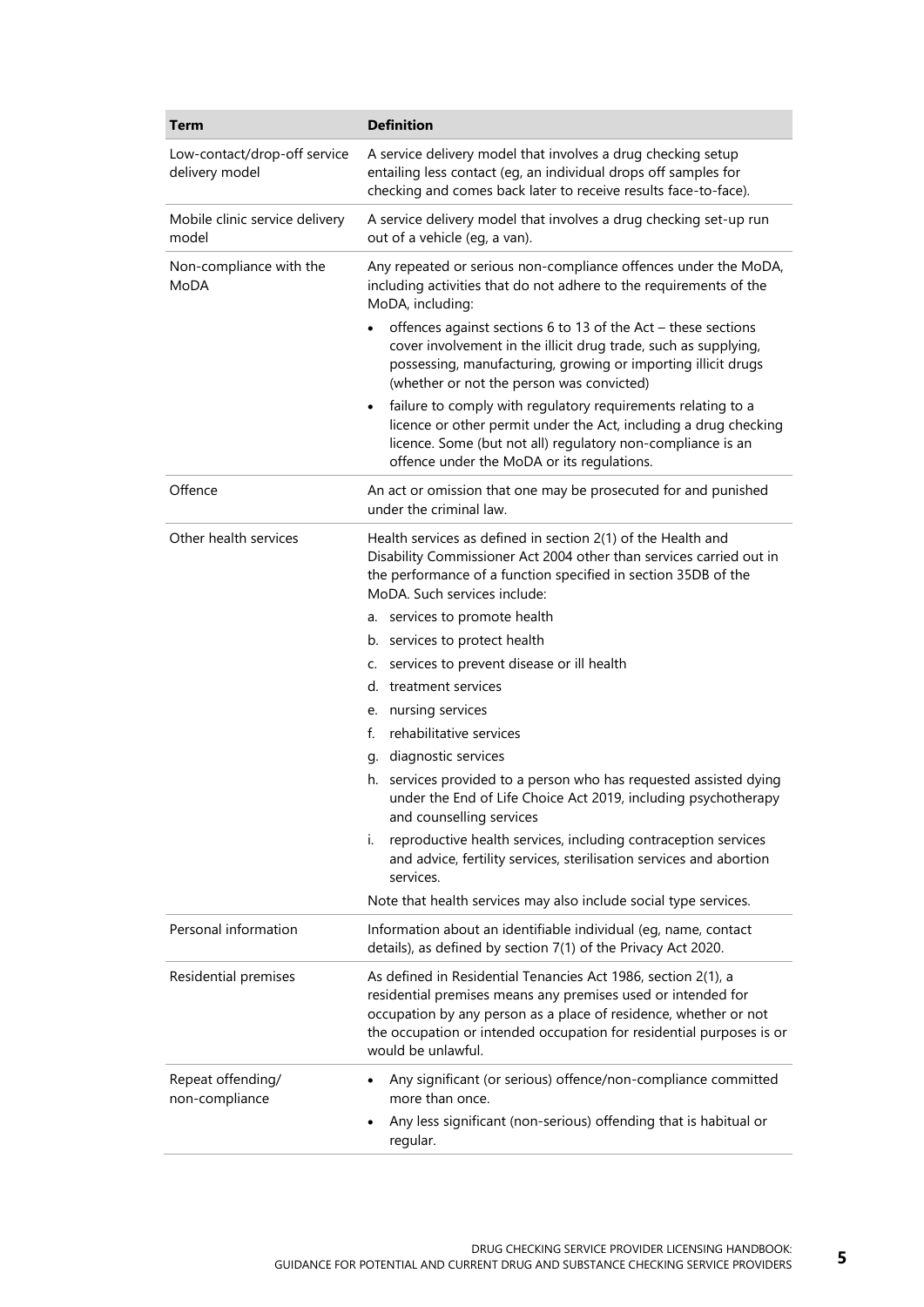| Term | Definition |
| --- | --- |
| Low-contact/drop-off service delivery model | A service delivery model that involves a drug checking setup entailing less contact (eg, an individual drops off samples for checking and comes back later to receive results face-to-face). |
| Mobile clinic service delivery model | A service delivery model that involves a drug checking set-up run out of a vehicle (eg, a van). |
| Non-compliance with the MoDA | Any repeated or serious non-compliance offences under the MoDA, including activities that do not adhere to the requirements of the MoDA, including:<br>• offences against sections 6 to 13 of the Act – these sections cover involvement in the illicit drug trade, such as supplying, possessing, manufacturing, growing or importing illicit drugs (whether or not the person was convicted)<br>• failure to comply with regulatory requirements relating to a licence or other permit under the Act, including a drug checking licence. Some (but not all) regulatory non-compliance is an offence under the MoDA or its regulations. |
| Offence | An act or omission that one may be prosecuted for and punished under the criminal law. |
| Other health services | Health services as defined in section 2(1) of the Health and Disability Commissioner Act 2004 other than services carried out in the performance of a function specified in section 35DB of the MoDA. Such services include:<br>a. services to promote health<br>b. services to protect health<br>c. services to prevent disease or ill health<br>d. treatment services<br>e. nursing services<br>f. rehabilitative services<br>g. diagnostic services<br>h. services provided to a person who has requested assisted dying under the End of Life Choice Act 2019, including psychotherapy and counselling services<br>i. reproductive health services, including contraception services and advice, fertility services, sterilisation services and abortion services.<br>Note that health services may also include social type services. |
| Personal information | Information about an identifiable individual (eg, name, contact details), as defined by section 7(1) of the Privacy Act 2020. |
| Residential premises | As defined in Residential Tenancies Act 1986, section 2(1), a residential premises means any premises used or intended for occupation by any person as a place of residence, whether or not the occupation or intended occupation for residential purposes is or would be unlawful. |
| Repeat offending/ non-compliance | • Any significant (or serious) offence/non-compliance committed more than once.<br>• Any less significant (non-serious) offending that is habitual or regular. |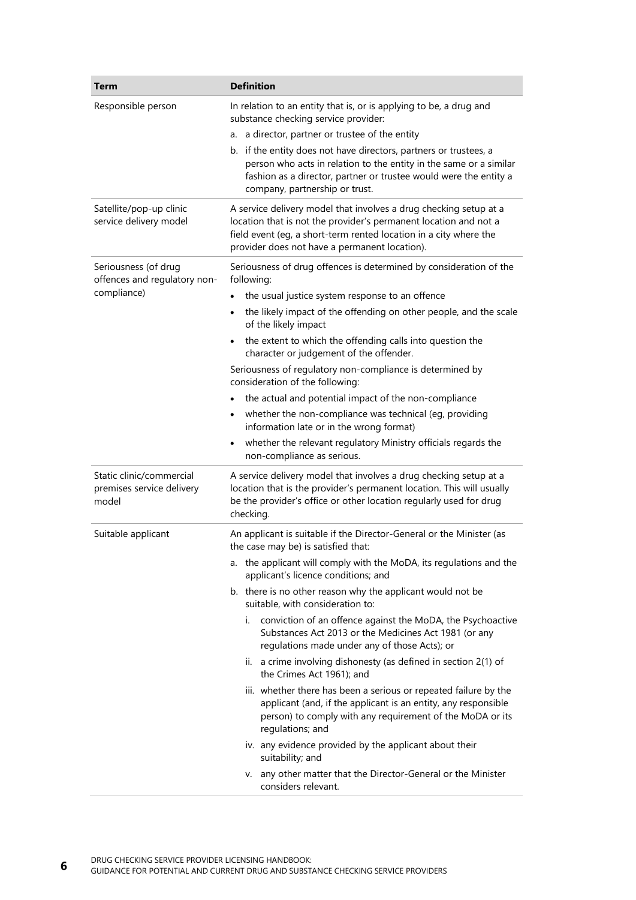| Term | Definition |
|---|---|
| Responsible person | In relation to an entity that is, or is applying to be, a drug and substance checking service provider:<br>a. a director, partner or trustee of the entity<br>b. if the entity does not have directors, partners or trustees, a person who acts in relation to the entity in the same or a similar fashion as a director, partner or trustee would were the entity a company, partnership or trust. |
| Satellite/pop-up clinic service delivery model | A service delivery model that involves a drug checking setup at a location that is not the provider's permanent location and not a field event (eg, a short-term rented location in a city where the provider does not have a permanent location). |
| Seriousness (of drug offences and regulatory non-compliance) | Seriousness of drug offences is determined by consideration of the following:<br>• the usual justice system response to an offence<br>• the likely impact of the offending on other people, and the scale of the likely impact<br>• the extent to which the offending calls into question the character or judgement of the offender.<br>Seriousness of regulatory non-compliance is determined by consideration of the following:<br>• the actual and potential impact of the non-compliance<br>• whether the non-compliance was technical (eg, providing information late or in the wrong format)<br>• whether the relevant regulatory Ministry officials regards the non-compliance as serious. |
| Static clinic/commercial premises service delivery model | A service delivery model that involves a drug checking setup at a location that is the provider's permanent location. This will usually be the provider's office or other location regularly used for drug checking. |
| Suitable applicant | An applicant is suitable if the Director-General or the Minister (as the case may be) is satisfied that:<br>a. the applicant will comply with the MoDA, its regulations and the applicant's licence conditions; and<br>b. there is no other reason why the applicant would not be suitable, with consideration to:<br>i. conviction of an offence against the MoDA, the Psychoactive Substances Act 2013 or the Medicines Act 1981 (or any regulations made under any of those Acts); or<br>ii. a crime involving dishonesty (as defined in section 2(1) of the Crimes Act 1961); and<br>iii. whether there has been a serious or repeated failure by the applicant (and, if the applicant is an entity, any responsible person) to comply with any requirement of the MoDA or its regulations; and<br>iv. any evidence provided by the applicant about their suitability; and<br>v. any other matter that the Director-General or the Minister considers relevant. |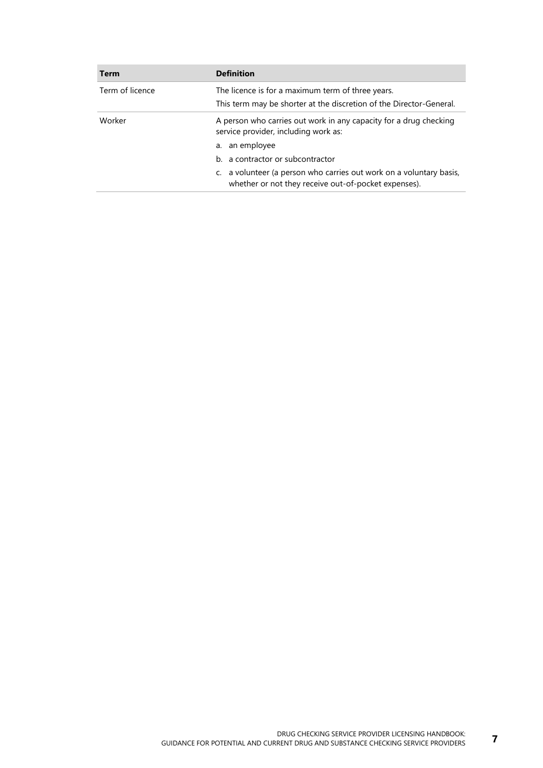| Term | Definition |
| --- | --- |
| Term of licence | The licence is for a maximum term of three years.<br>This term may be shorter at the discretion of the Director-General. |
| Worker | A person who carries out work in any capacity for a drug checking service provider, including work as:<br>a. an employee<br>b. a contractor or subcontractor<br>c. a volunteer (a person who carries out work on a voluntary basis, whether or not they receive out-of-pocket expenses). |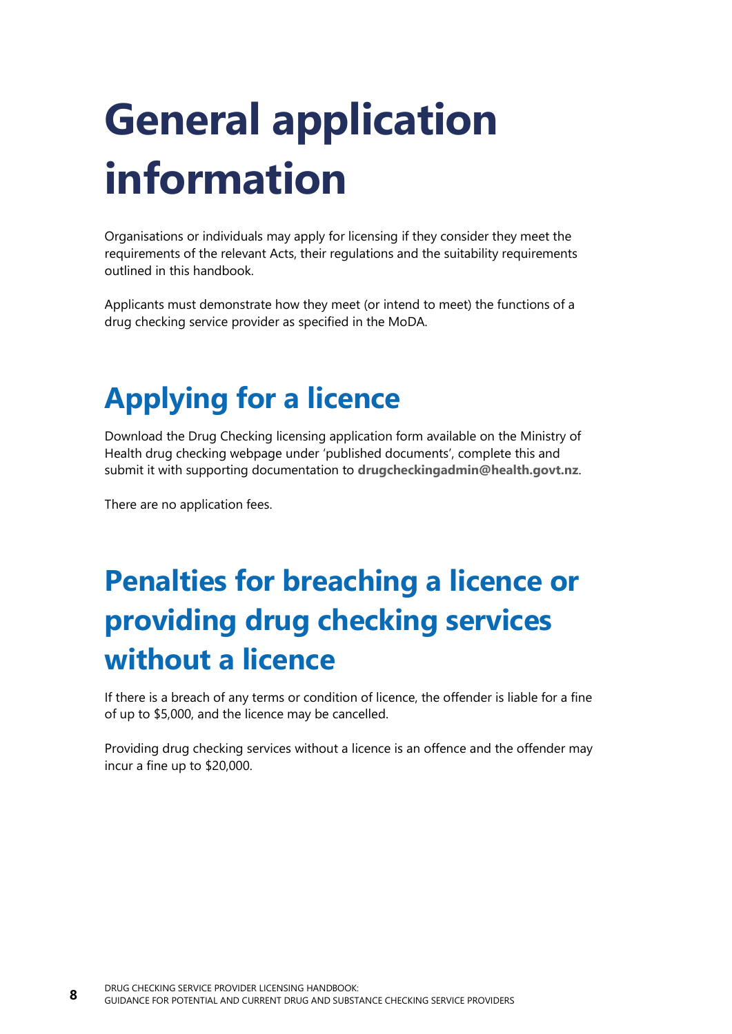# General application information

Organisations or individuals may apply for licensing if they consider they meet the requirements of the relevant Acts, their regulations and the suitability requirements outlined in this handbook.

Applicants must demonstrate how they meet (or intend to meet) the functions of a drug checking service provider as specified in the MoDA.

## Applying for a licence

Download the Drug Checking licensing application form available on the Ministry of Health drug checking webpage under 'published documents', complete this and submit it with supporting documentation to **drugcheckingadmin@health.govt.nz**.

There are no application fees.

## Penalties for breaching a licence or providing drug checking services without a licence

If there is a breach of any terms or condition of licence, the offender is liable for a fine of up to $5,000, and the licence may be cancelled.

Providing drug checking services without a licence is an offence and the offender may incur a fine up to $20,000.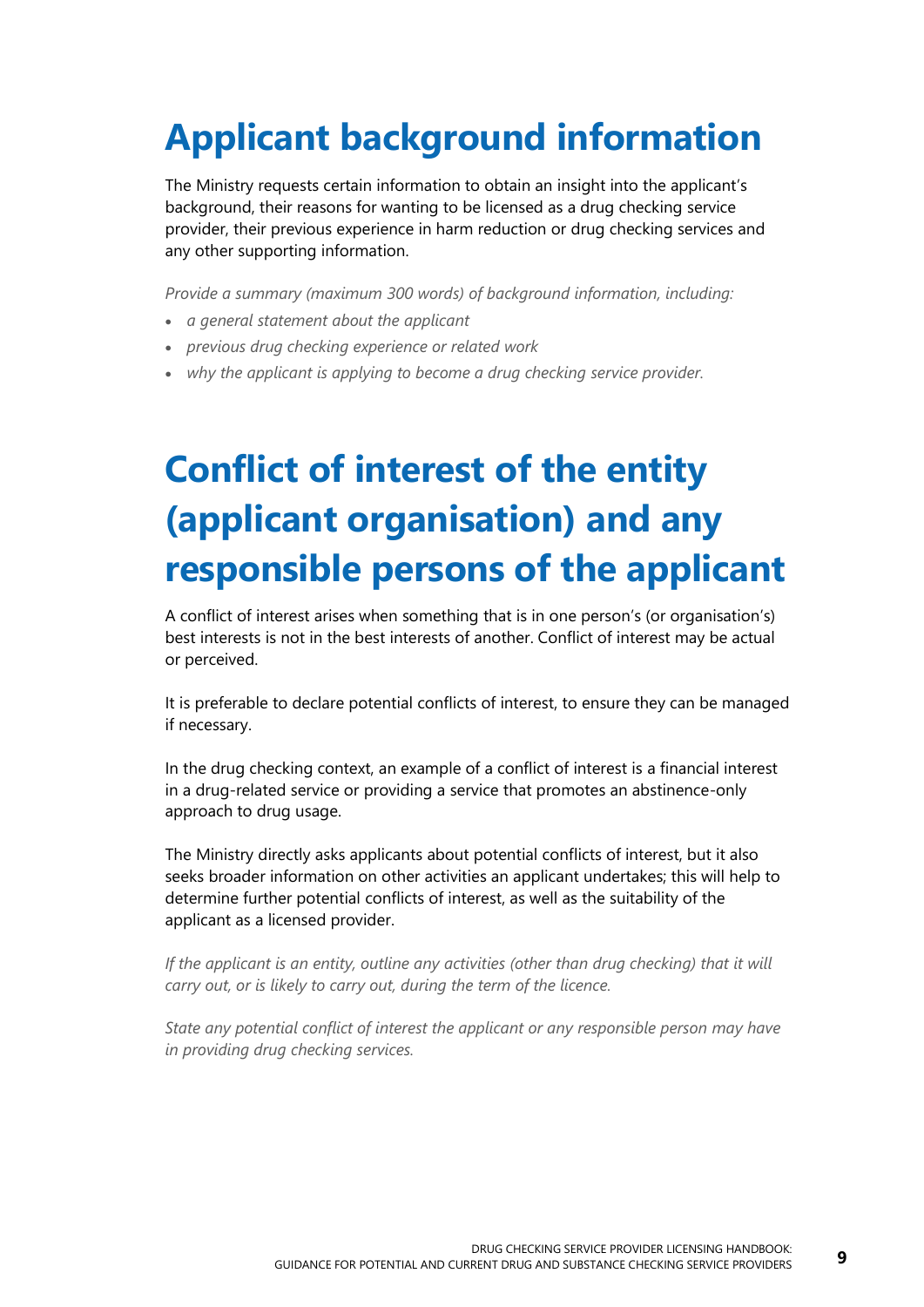# Applicant background information

The Ministry requests certain information to obtain an insight into the applicant's background, their reasons for wanting to be licensed as a drug checking service provider, their previous experience in harm reduction or drug checking services and any other supporting information.

*Provide a summary (maximum 300 words) of background information, including:*

- *a general statement about the applicant*
- *previous drug checking experience or related work*
- *why the applicant is applying to become a drug checking service provider.*

# Conflict of interest of the entity (applicant organisation) and any responsible persons of the applicant

A conflict of interest arises when something that is in one person's (or organisation's) best interests is not in the best interests of another. Conflict of interest may be actual or perceived.

It is preferable to declare potential conflicts of interest, to ensure they can be managed if necessary.

In the drug checking context, an example of a conflict of interest is a financial interest in a drug-related service or providing a service that promotes an abstinence-only approach to drug usage.

The Ministry directly asks applicants about potential conflicts of interest, but it also seeks broader information on other activities an applicant undertakes; this will help to determine further potential conflicts of interest, as well as the suitability of the applicant as a licensed provider.

*If the applicant is an entity, outline any activities (other than drug checking) that it will carry out, or is likely to carry out, during the term of the licence.*

*State any potential conflict of interest the applicant or any responsible person may have in providing drug checking services.*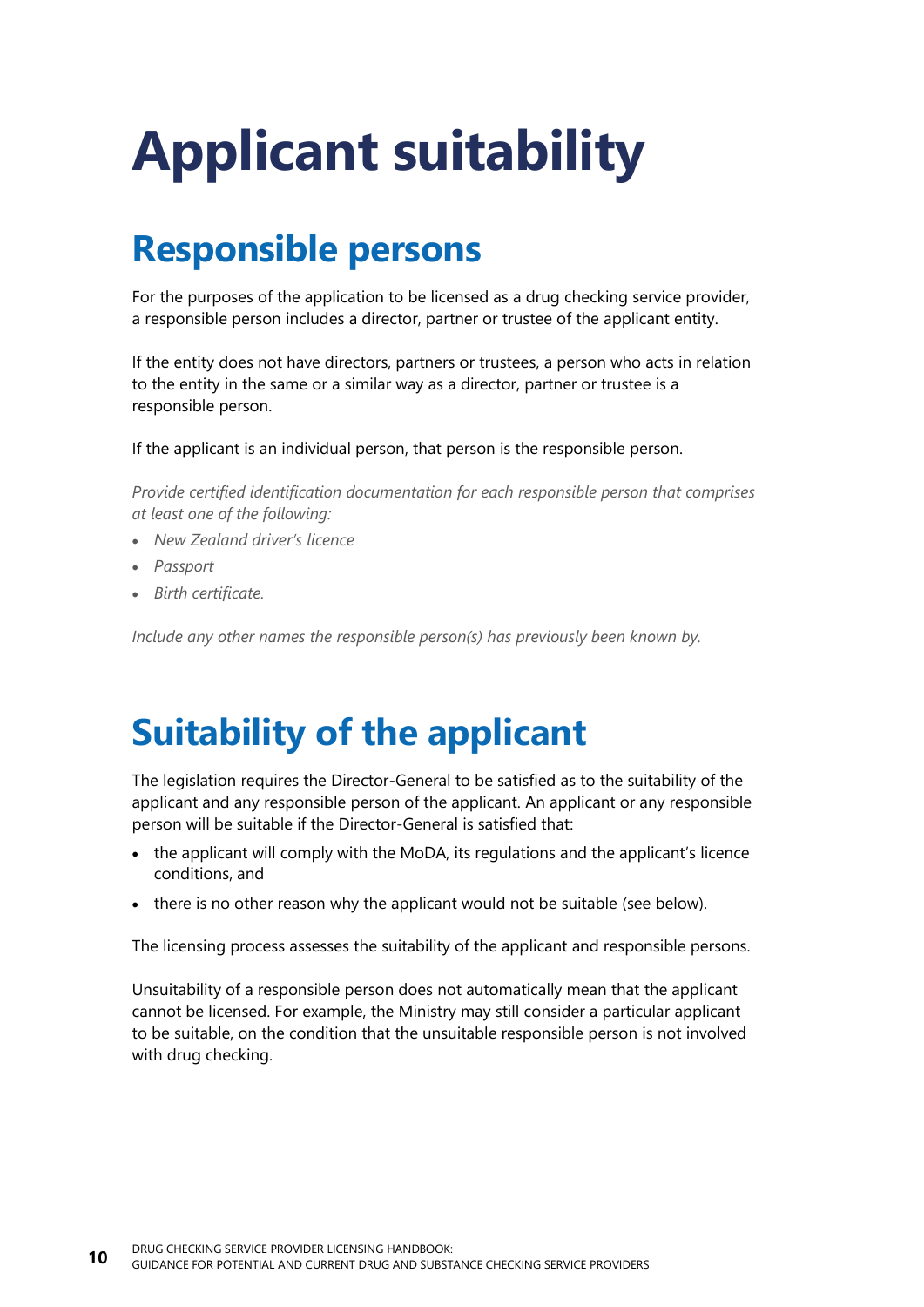# Applicant suitability

## Responsible persons

For the purposes of the application to be licensed as a drug checking service provider, a responsible person includes a director, partner or trustee of the applicant entity.

If the entity does not have directors, partners or trustees, a person who acts in relation to the entity in the same or a similar way as a director, partner or trustee is a responsible person.

If the applicant is an individual person, that person is the responsible person.

*Provide certified identification documentation for each responsible person that comprises at least one of the following:*

- *New Zealand driver's licence*
- *Passport*
- *Birth certificate.*

*Include any other names the responsible person(s) has previously been known by.*

## Suitability of the applicant

The legislation requires the Director-General to be satisfied as to the suitability of the applicant and any responsible person of the applicant. An applicant or any responsible person will be suitable if the Director-General is satisfied that:

- the applicant will comply with the MoDA, its regulations and the applicant's licence conditions, and
- there is no other reason why the applicant would not be suitable (see below).

The licensing process assesses the suitability of the applicant and responsible persons.

Unsuitability of a responsible person does not automatically mean that the applicant cannot be licensed. For example, the Ministry may still consider a particular applicant to be suitable, on the condition that the unsuitable responsible person is not involved with drug checking.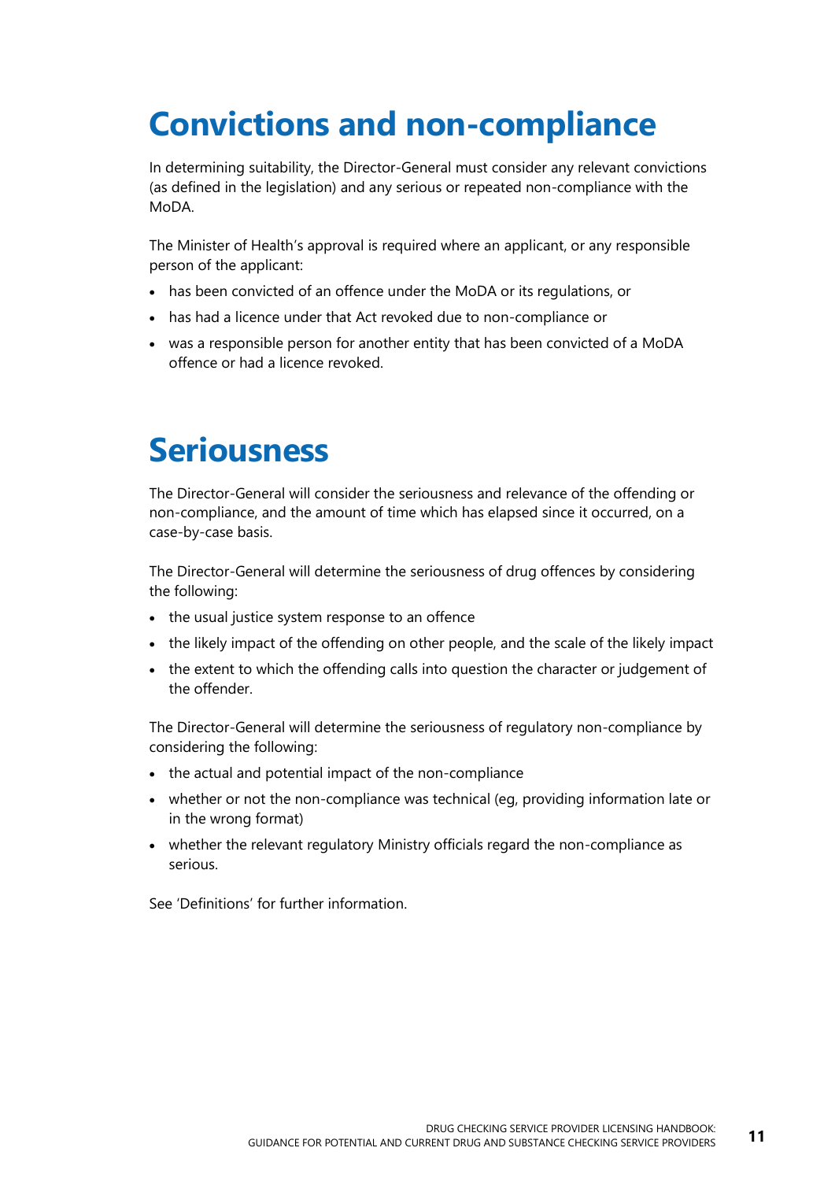# Convictions and non-compliance

In determining suitability, the Director-General must consider any relevant convictions (as defined in the legislation) and any serious or repeated non-compliance with the MoDA.

The Minister of Health's approval is required where an applicant, or any responsible person of the applicant:

- has been convicted of an offence under the MoDA or its regulations, or
- has had a licence under that Act revoked due to non-compliance or
- was a responsible person for another entity that has been convicted of a MoDA offence or had a licence revoked.

# Seriousness

The Director-General will consider the seriousness and relevance of the offending or non-compliance, and the amount of time which has elapsed since it occurred, on a case-by-case basis.

The Director-General will determine the seriousness of drug offences by considering the following:

- the usual justice system response to an offence
- the likely impact of the offending on other people, and the scale of the likely impact
- the extent to which the offending calls into question the character or judgement of the offender.

The Director-General will determine the seriousness of regulatory non-compliance by considering the following:

- the actual and potential impact of the non-compliance
- whether or not the non-compliance was technical (eg, providing information late or in the wrong format)
- whether the relevant regulatory Ministry officials regard the non-compliance as serious.

See 'Definitions' for further information.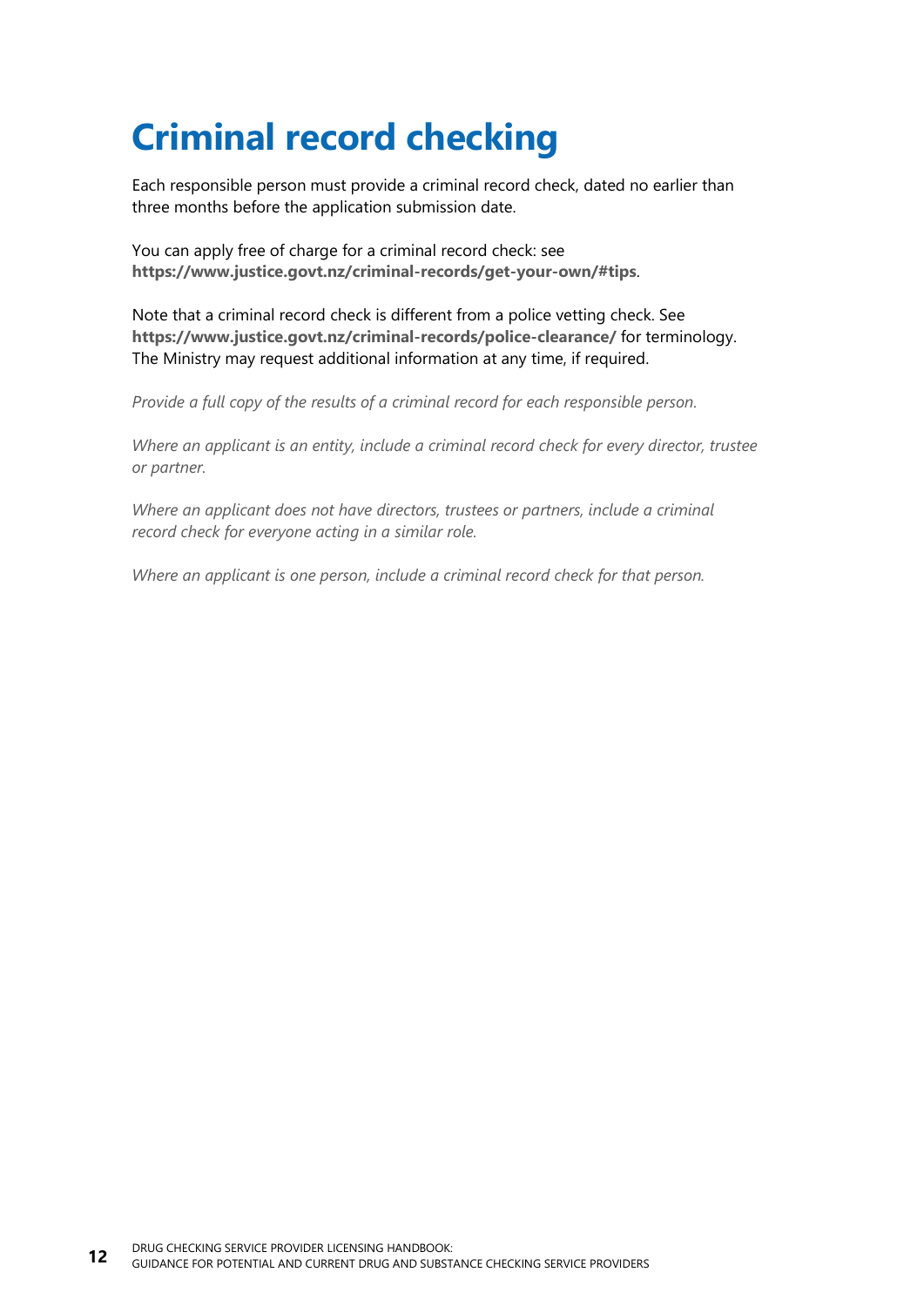# Criminal record checking

Each responsible person must provide a criminal record check, dated no earlier than three months before the application submission date.

You can apply free of charge for a criminal record check: see **https://www.justice.govt.nz/criminal-records/get-your-own/#tips**.

Note that a criminal record check is different from a police vetting check. See **https://www.justice.govt.nz/criminal-records/police-clearance/** for terminology. The Ministry may request additional information at any time, if required.

*Provide a full copy of the results of a criminal record for each responsible person.*

*Where an applicant is an entity, include a criminal record check for every director, trustee or partner.*

*Where an applicant does not have directors, trustees or partners, include a criminal record check for everyone acting in a similar role.*

*Where an applicant is one person, include a criminal record check for that person.*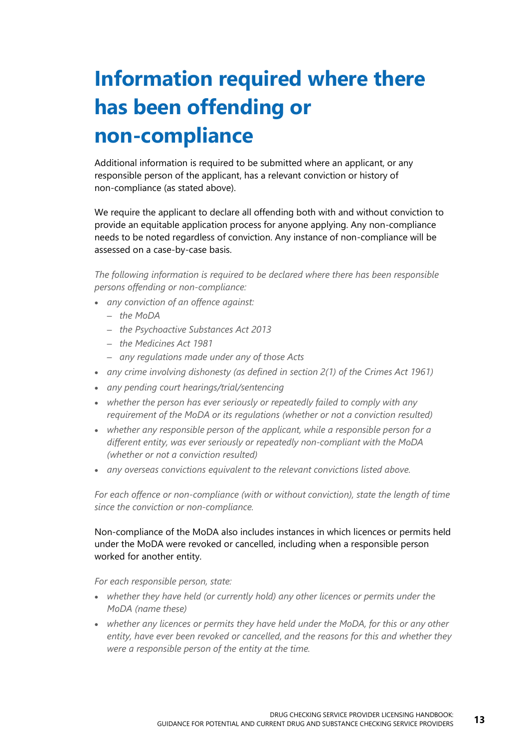# Information required where there has been offending or non-compliance

Additional information is required to be submitted where an applicant, or any responsible person of the applicant, has a relevant conviction or history of non-compliance (as stated above).

We require the applicant to declare all offending both with and without conviction to provide an equitable application process for anyone applying. Any non-compliance needs to be noted regardless of conviction. Any instance of non-compliance will be assessed on a case-by-case basis.

*The following information is required to be declared where there has been responsible persons offending or non-compliance:*

- *any conviction of an offence against:*
  - *the MoDA*
  - *the Psychoactive Substances Act 2013*
  - *the Medicines Act 1981*
  - *any regulations made under any of those Acts*
- *any crime involving dishonesty (as defined in section 2(1) of the Crimes Act 1961)*
- *any pending court hearings/trial/sentencing*
- *whether the person has ever seriously or repeatedly failed to comply with any requirement of the MoDA or its regulations (whether or not a conviction resulted)*
- *whether any responsible person of the applicant, while a responsible person for a different entity, was ever seriously or repeatedly non-compliant with the MoDA (whether or not a conviction resulted)*
- *any overseas convictions equivalent to the relevant convictions listed above.*

*For each offence or non-compliance (with or without conviction), state the length of time since the conviction or non-compliance.*

Non-compliance of the MoDA also includes instances in which licences or permits held under the MoDA were revoked or cancelled, including when a responsible person worked for another entity.

*For each responsible person, state:*

- *whether they have held (or currently hold) any other licences or permits under the MoDA (name these)*
- *whether any licences or permits they have held under the MoDA, for this or any other entity, have ever been revoked or cancelled, and the reasons for this and whether they were a responsible person of the entity at the time.*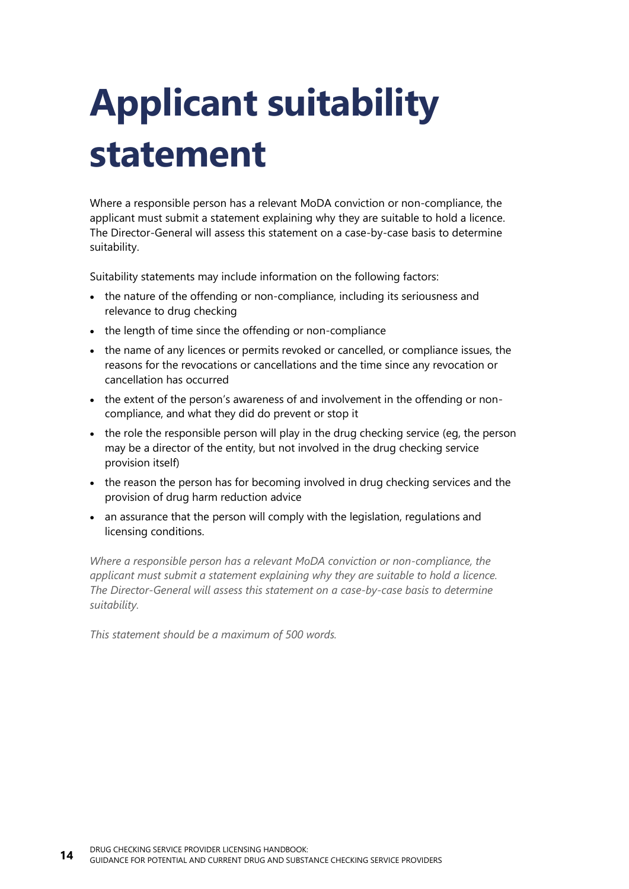# Applicant suitability statement

Where a responsible person has a relevant MoDA conviction or non-compliance, the applicant must submit a statement explaining why they are suitable to hold a licence. The Director-General will assess this statement on a case-by-case basis to determine suitability.

Suitability statements may include information on the following factors:

- the nature of the offending or non-compliance, including its seriousness and relevance to drug checking
- the length of time since the offending or non-compliance
- the name of any licences or permits revoked or cancelled, or compliance issues, the reasons for the revocations or cancellations and the time since any revocation or cancellation has occurred
- the extent of the person's awareness of and involvement in the offending or non-compliance, and what they did do prevent or stop it
- the role the responsible person will play in the drug checking service (eg, the person may be a director of the entity, but not involved in the drug checking service provision itself)
- the reason the person has for becoming involved in drug checking services and the provision of drug harm reduction advice
- an assurance that the person will comply with the legislation, regulations and licensing conditions.

*Where a responsible person has a relevant MoDA conviction or non-compliance, the applicant must submit a statement explaining why they are suitable to hold a licence. The Director-General will assess this statement on a case-by-case basis to determine suitability.*

*This statement should be a maximum of 500 words.*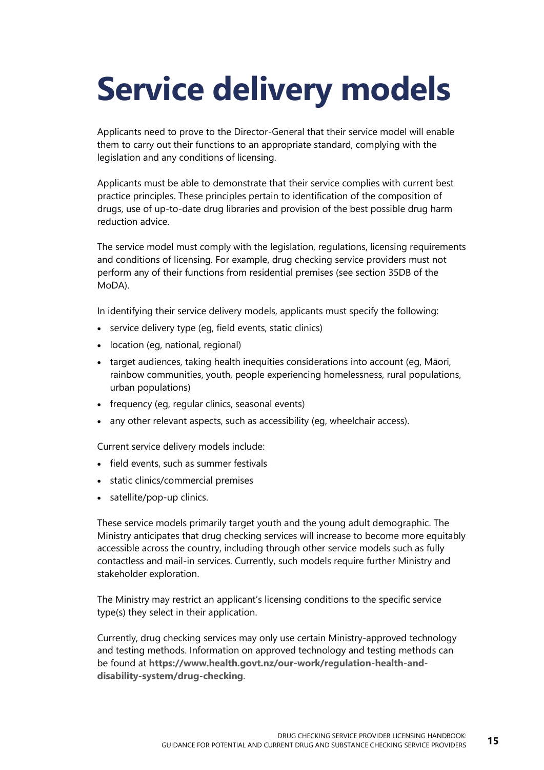# Service delivery models

Applicants need to prove to the Director-General that their service model will enable them to carry out their functions to an appropriate standard, complying with the legislation and any conditions of licensing.

Applicants must be able to demonstrate that their service complies with current best practice principles. These principles pertain to identification of the composition of drugs, use of up-to-date drug libraries and provision of the best possible drug harm reduction advice.

The service model must comply with the legislation, regulations, licensing requirements and conditions of licensing. For example, drug checking service providers must not perform any of their functions from residential premises (see section 35DB of the MoDA).

In identifying their service delivery models, applicants must specify the following:

- service delivery type (eg, field events, static clinics)
- location (eg, national, regional)
- target audiences, taking health inequities considerations into account (eg, Māori, rainbow communities, youth, people experiencing homelessness, rural populations, urban populations)
- frequency (eg, regular clinics, seasonal events)
- any other relevant aspects, such as accessibility (eg, wheelchair access).

Current service delivery models include:

- field events, such as summer festivals
- static clinics/commercial premises
- satellite/pop-up clinics.

These service models primarily target youth and the young adult demographic. The Ministry anticipates that drug checking services will increase to become more equitably accessible across the country, including through other service models such as fully contactless and mail-in services. Currently, such models require further Ministry and stakeholder exploration.

The Ministry may restrict an applicant's licensing conditions to the specific service type(s) they select in their application.

Currently, drug checking services may only use certain Ministry-approved technology and testing methods. Information on approved technology and testing methods can be found at **https://www.health.govt.nz/our-work/regulation-health-and-disability-system/drug-checking**.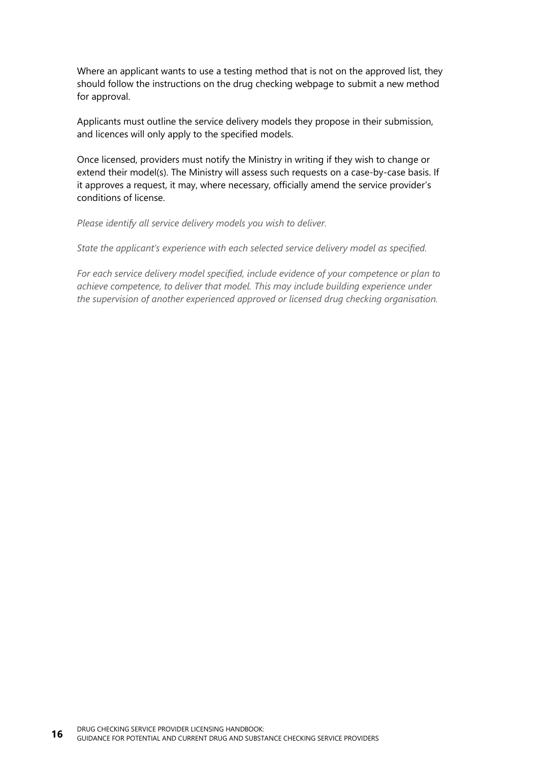Where an applicant wants to use a testing method that is not on the approved list, they should follow the instructions on the drug checking webpage to submit a new method for approval.

Applicants must outline the service delivery models they propose in their submission, and licences will only apply to the specified models.

Once licensed, providers must notify the Ministry in writing if they wish to change or extend their model(s). The Ministry will assess such requests on a case-by-case basis. If it approves a request, it may, where necessary, officially amend the service provider's conditions of license.

*Please identify all service delivery models you wish to deliver.*

*State the applicant's experience with each selected service delivery model as specified.*

*For each service delivery model specified, include evidence of your competence or plan to achieve competence, to deliver that model. This may include building experience under the supervision of another experienced approved or licensed drug checking organisation.*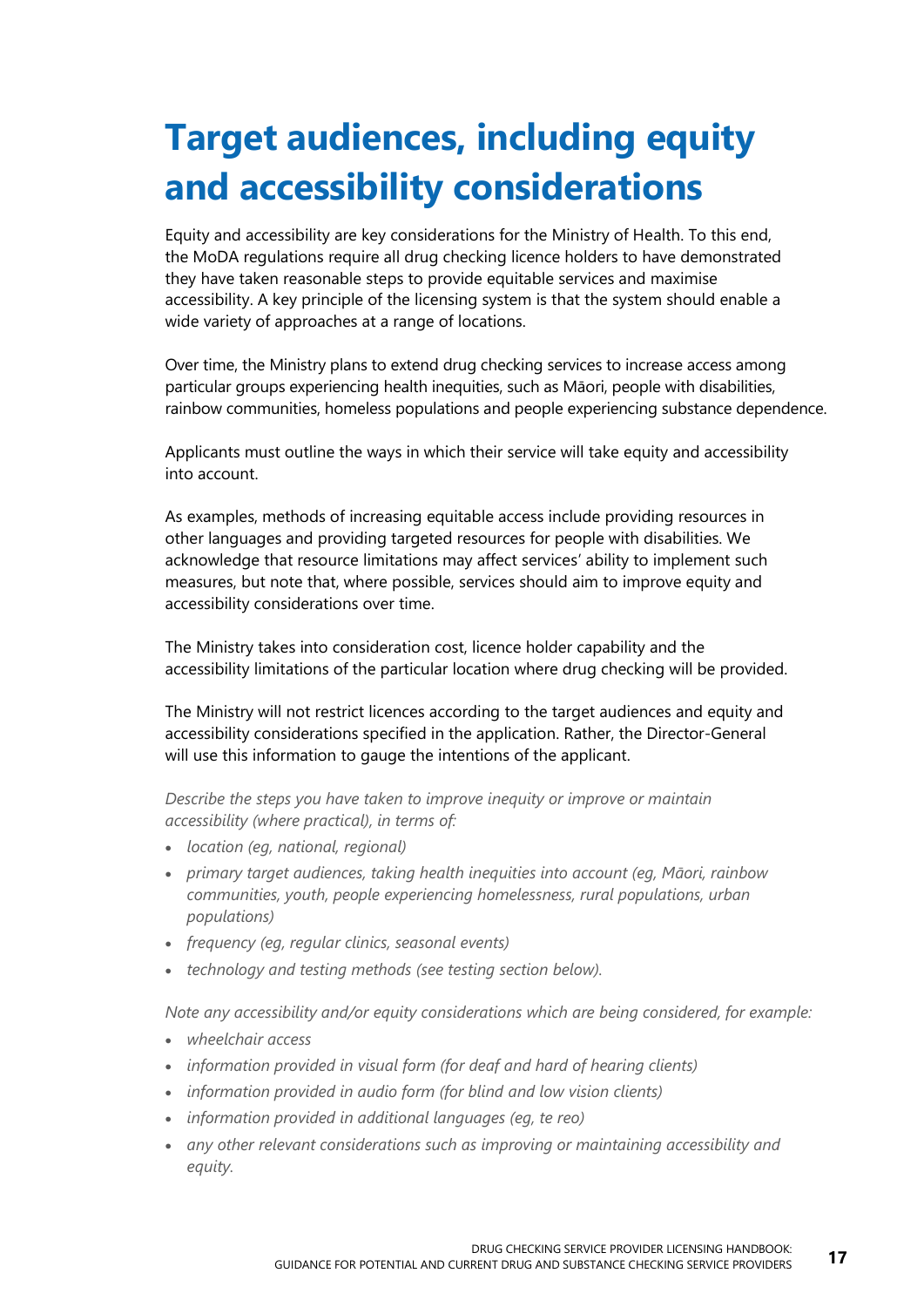# Target audiences, including equity and accessibility considerations

Equity and accessibility are key considerations for the Ministry of Health. To this end, the MoDA regulations require all drug checking licence holders to have demonstrated they have taken reasonable steps to provide equitable services and maximise accessibility. A key principle of the licensing system is that the system should enable a wide variety of approaches at a range of locations.

Over time, the Ministry plans to extend drug checking services to increase access among particular groups experiencing health inequities, such as Māori, people with disabilities, rainbow communities, homeless populations and people experiencing substance dependence.

Applicants must outline the ways in which their service will take equity and accessibility into account.

As examples, methods of increasing equitable access include providing resources in other languages and providing targeted resources for people with disabilities. We acknowledge that resource limitations may affect services' ability to implement such measures, but note that, where possible, services should aim to improve equity and accessibility considerations over time.

The Ministry takes into consideration cost, licence holder capability and the accessibility limitations of the particular location where drug checking will be provided.

The Ministry will not restrict licences according to the target audiences and equity and accessibility considerations specified in the application. Rather, the Director-General will use this information to gauge the intentions of the applicant.

*Describe the steps you have taken to improve inequity or improve or maintain accessibility (where practical), in terms of:*

- *location (eg, national, regional)*
- *primary target audiences, taking health inequities into account (eg, Māori, rainbow communities, youth, people experiencing homelessness, rural populations, urban populations)*
- *frequency (eg, regular clinics, seasonal events)*
- *technology and testing methods (see testing section below).*

*Note any accessibility and/or equity considerations which are being considered, for example:*

- *wheelchair access*
- *information provided in visual form (for deaf and hard of hearing clients)*
- *information provided in audio form (for blind and low vision clients)*
- *information provided in additional languages (eg, te reo)*
- *any other relevant considerations such as improving or maintaining accessibility and equity.*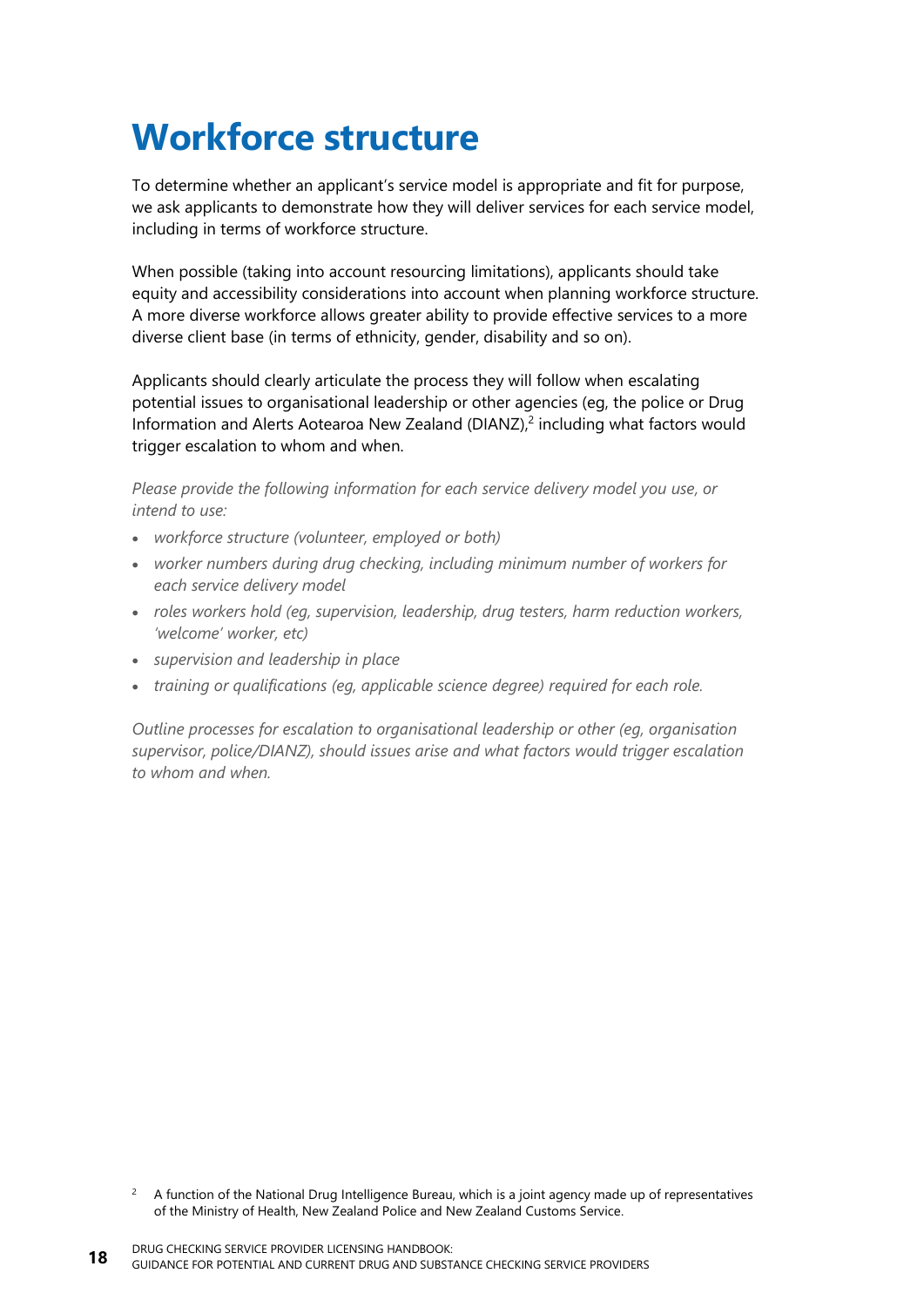# Workforce structure

To determine whether an applicant's service model is appropriate and fit for purpose, we ask applicants to demonstrate how they will deliver services for each service model, including in terms of workforce structure.

When possible (taking into account resourcing limitations), applicants should take equity and accessibility considerations into account when planning workforce structure. A more diverse workforce allows greater ability to provide effective services to a more diverse client base (in terms of ethnicity, gender, disability and so on).

Applicants should clearly articulate the process they will follow when escalating potential issues to organisational leadership or other agencies (eg, the police or Drug Information and Alerts Aotearoa New Zealand (DIANZ),[2] including what factors would trigger escalation to whom and when.

*Please provide the following information for each service delivery model you use, or intend to use:*

- *workforce structure (volunteer, employed or both)*
- *worker numbers during drug checking, including minimum number of workers for each service delivery model*
- *roles workers hold (eg, supervision, leadership, drug testers, harm reduction workers, 'welcome' worker, etc)*
- *supervision and leadership in place*
- *training or qualifications (eg, applicable science degree) required for each role.*

*Outline processes for escalation to organisational leadership or other (eg, organisation supervisor, police/DIANZ), should issues arise and what factors would trigger escalation to whom and when.*

[2] A function of the National Drug Intelligence Bureau, which is a joint agency made up of representatives of the Ministry of Health, New Zealand Police and New Zealand Customs Service.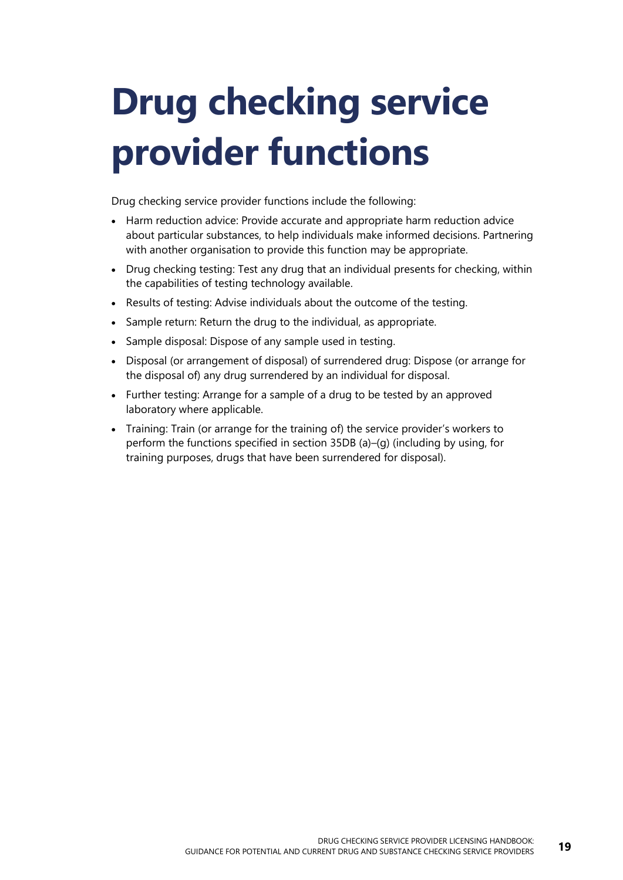# Drug checking service provider functions

Drug checking service provider functions include the following:

- Harm reduction advice: Provide accurate and appropriate harm reduction advice about particular substances, to help individuals make informed decisions. Partnering with another organisation to provide this function may be appropriate.
- Drug checking testing: Test any drug that an individual presents for checking, within the capabilities of testing technology available.
- Results of testing: Advise individuals about the outcome of the testing.
- Sample return: Return the drug to the individual, as appropriate.
- Sample disposal: Dispose of any sample used in testing.
- Disposal (or arrangement of disposal) of surrendered drug: Dispose (or arrange for the disposal of) any drug surrendered by an individual for disposal.
- Further testing: Arrange for a sample of a drug to be tested by an approved laboratory where applicable.
- Training: Train (or arrange for the training of) the service provider's workers to perform the functions specified in section 35DB (a)–(g) (including by using, for training purposes, drugs that have been surrendered for disposal).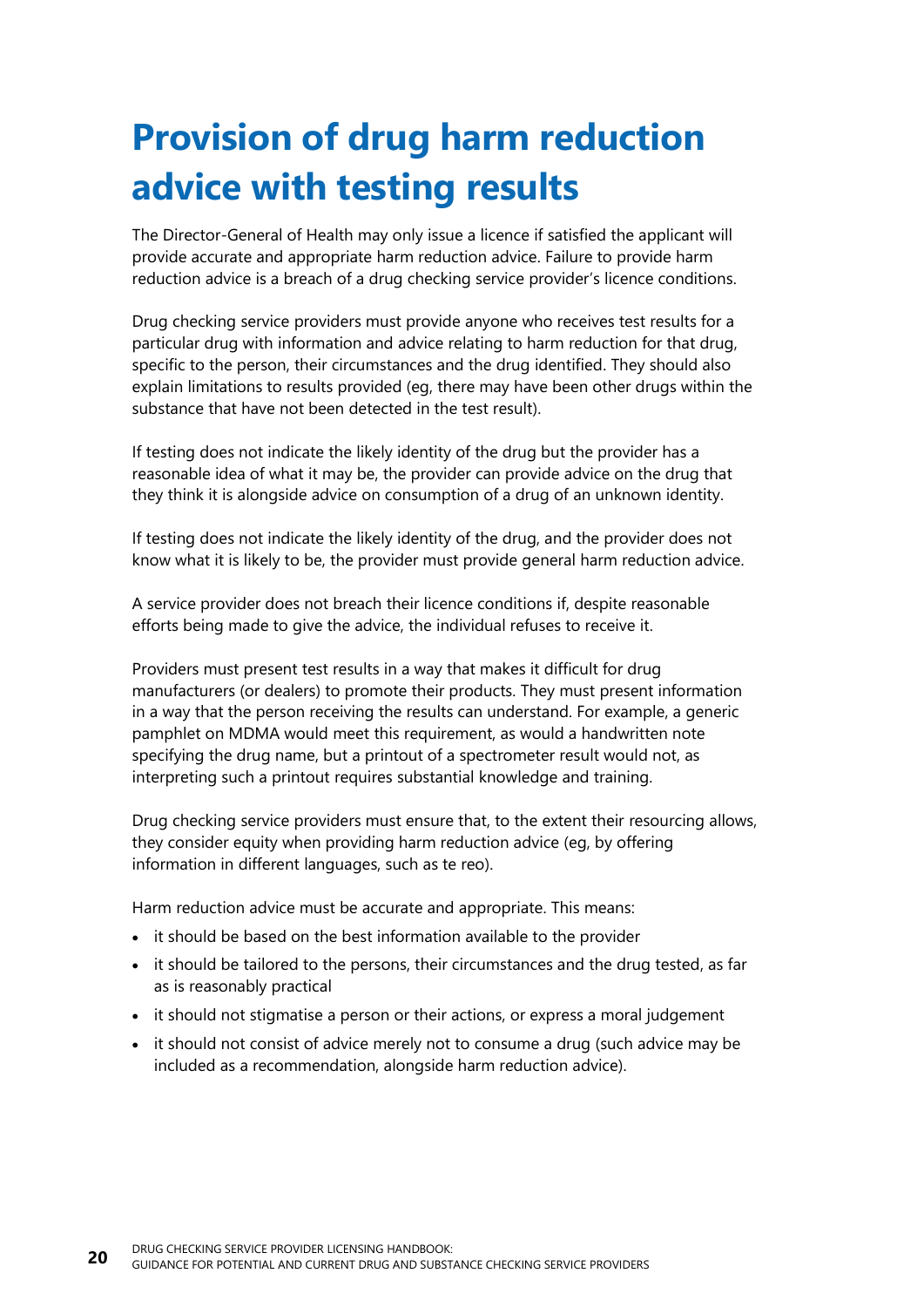# Provision of drug harm reduction advice with testing results

The Director-General of Health may only issue a licence if satisfied the applicant will provide accurate and appropriate harm reduction advice. Failure to provide harm reduction advice is a breach of a drug checking service provider's licence conditions.

Drug checking service providers must provide anyone who receives test results for a particular drug with information and advice relating to harm reduction for that drug, specific to the person, their circumstances and the drug identified. They should also explain limitations to results provided (eg, there may have been other drugs within the substance that have not been detected in the test result).

If testing does not indicate the likely identity of the drug but the provider has a reasonable idea of what it may be, the provider can provide advice on the drug that they think it is alongside advice on consumption of a drug of an unknown identity.

If testing does not indicate the likely identity of the drug, and the provider does not know what it is likely to be, the provider must provide general harm reduction advice.

A service provider does not breach their licence conditions if, despite reasonable efforts being made to give the advice, the individual refuses to receive it.

Providers must present test results in a way that makes it difficult for drug manufacturers (or dealers) to promote their products. They must present information in a way that the person receiving the results can understand. For example, a generic pamphlet on MDMA would meet this requirement, as would a handwritten note specifying the drug name, but a printout of a spectrometer result would not, as interpreting such a printout requires substantial knowledge and training.

Drug checking service providers must ensure that, to the extent their resourcing allows, they consider equity when providing harm reduction advice (eg, by offering information in different languages, such as te reo).

Harm reduction advice must be accurate and appropriate. This means:

- it should be based on the best information available to the provider
- it should be tailored to the persons, their circumstances and the drug tested, as far as is reasonably practical
- it should not stigmatise a person or their actions, or express a moral judgement
- it should not consist of advice merely not to consume a drug (such advice may be included as a recommendation, alongside harm reduction advice).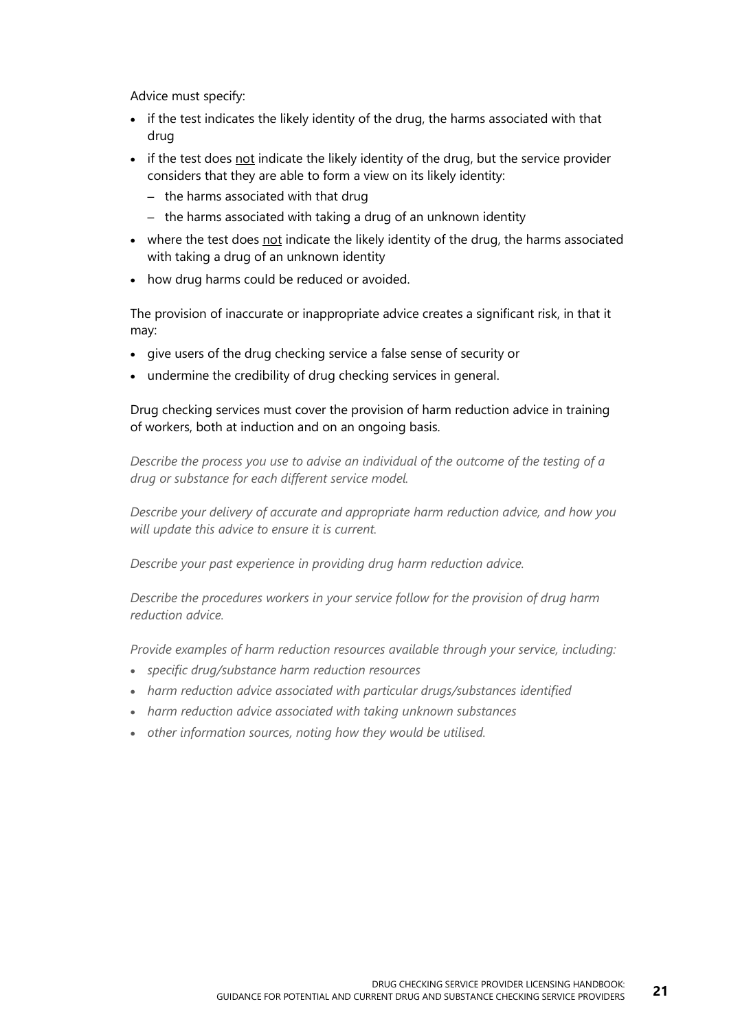Advice must specify:

- if the test indicates the likely identity of the drug, the harms associated with that drug
- if the test does <u>not</u> indicate the likely identity of the drug, but the service provider considers that they are able to form a view on its likely identity:
  - the harms associated with that drug
  - the harms associated with taking a drug of an unknown identity
- where the test does <u>not</u> indicate the likely identity of the drug, the harms associated with taking a drug of an unknown identity
- how drug harms could be reduced or avoided.

The provision of inaccurate or inappropriate advice creates a significant risk, in that it may:

- give users of the drug checking service a false sense of security or
- undermine the credibility of drug checking services in general.

Drug checking services must cover the provision of harm reduction advice in training of workers, both at induction and on an ongoing basis.

*Describe the process you use to advise an individual of the outcome of the testing of a drug or substance for each different service model.*

*Describe your delivery of accurate and appropriate harm reduction advice, and how you will update this advice to ensure it is current.*

*Describe your past experience in providing drug harm reduction advice.*

*Describe the procedures workers in your service follow for the provision of drug harm reduction advice.*

*Provide examples of harm reduction resources available through your service, including:*

- *specific drug/substance harm reduction resources*
- *harm reduction advice associated with particular drugs/substances identified*
- *harm reduction advice associated with taking unknown substances*
- *other information sources, noting how they would be utilised.*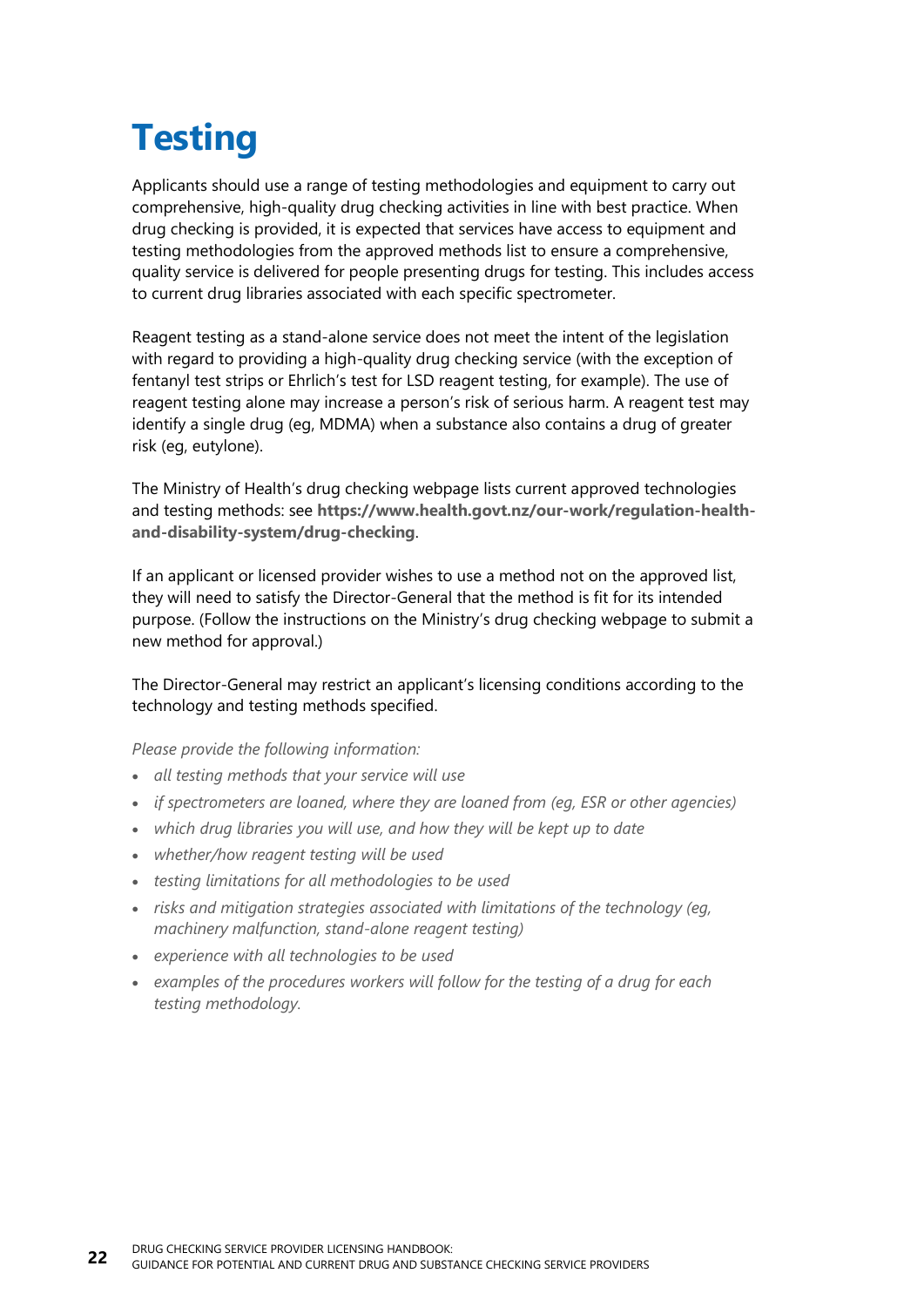# Testing

Applicants should use a range of testing methodologies and equipment to carry out comprehensive, high-quality drug checking activities in line with best practice. When drug checking is provided, it is expected that services have access to equipment and testing methodologies from the approved methods list to ensure a comprehensive, quality service is delivered for people presenting drugs for testing. This includes access to current drug libraries associated with each specific spectrometer.

Reagent testing as a stand-alone service does not meet the intent of the legislation with regard to providing a high-quality drug checking service (with the exception of fentanyl test strips or Ehrlich's test for LSD reagent testing, for example). The use of reagent testing alone may increase a person's risk of serious harm. A reagent test may identify a single drug (eg, MDMA) when a substance also contains a drug of greater risk (eg, eutylone).

The Ministry of Health's drug checking webpage lists current approved technologies and testing methods: see **https://www.health.govt.nz/our-work/regulation-health-and-disability-system/drug-checking**.

If an applicant or licensed provider wishes to use a method not on the approved list, they will need to satisfy the Director-General that the method is fit for its intended purpose. (Follow the instructions on the Ministry's drug checking webpage to submit a new method for approval.)

The Director-General may restrict an applicant's licensing conditions according to the technology and testing methods specified.

*Please provide the following information:*

- *all testing methods that your service will use*
- *if spectrometers are loaned, where they are loaned from (eg, ESR or other agencies)*
- *which drug libraries you will use, and how they will be kept up to date*
- *whether/how reagent testing will be used*
- *testing limitations for all methodologies to be used*
- *risks and mitigation strategies associated with limitations of the technology (eg, machinery malfunction, stand-alone reagent testing)*
- *experience with all technologies to be used*
- *examples of the procedures workers will follow for the testing of a drug for each testing methodology.*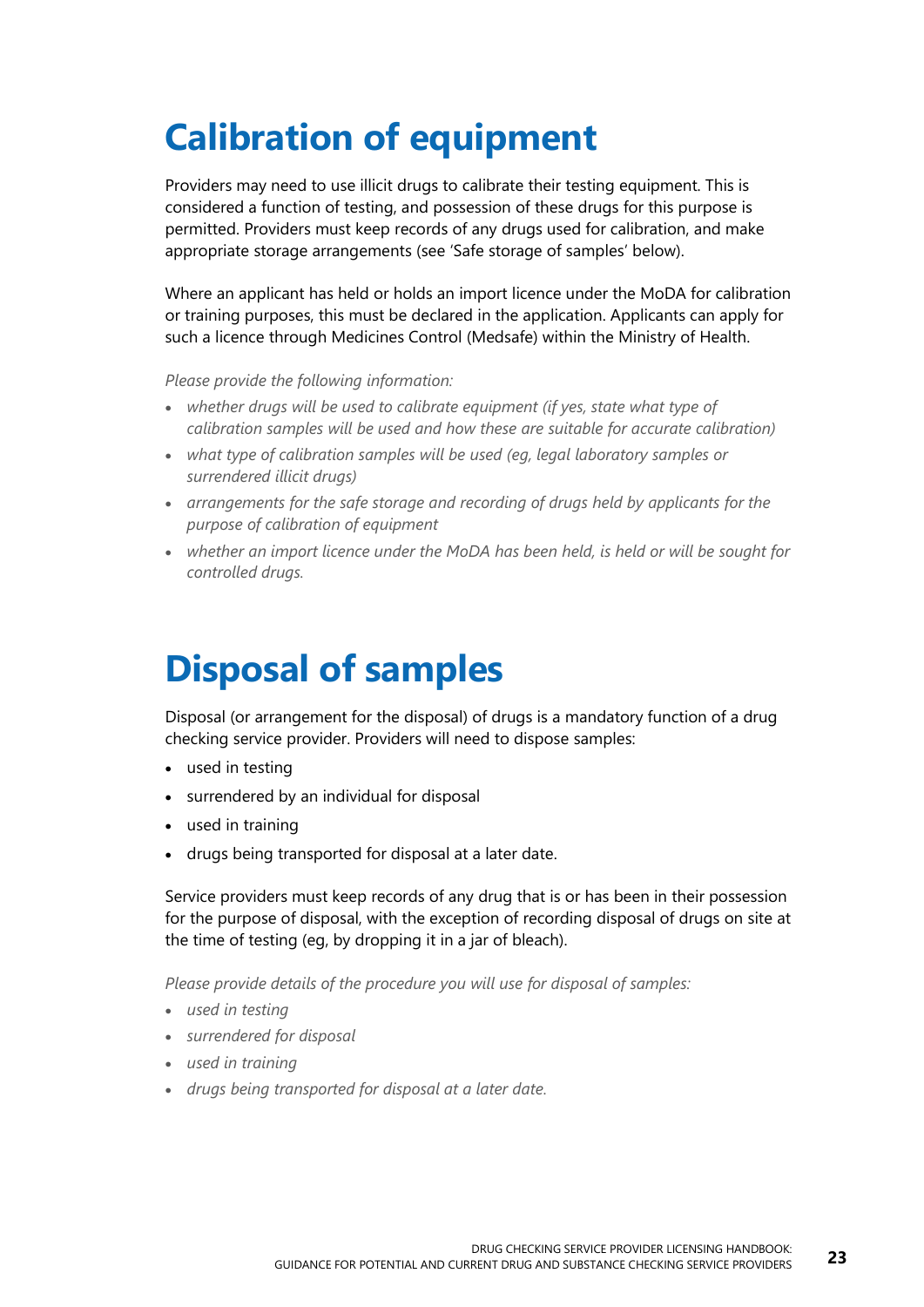# Calibration of equipment

Providers may need to use illicit drugs to calibrate their testing equipment. This is considered a function of testing, and possession of these drugs for this purpose is permitted. Providers must keep records of any drugs used for calibration, and make appropriate storage arrangements (see 'Safe storage of samples' below).

Where an applicant has held or holds an import licence under the MoDA for calibration or training purposes, this must be declared in the application. Applicants can apply for such a licence through Medicines Control (Medsafe) within the Ministry of Health.

*Please provide the following information:*

- *whether drugs will be used to calibrate equipment (if yes, state what type of calibration samples will be used and how these are suitable for accurate calibration)*
- *what type of calibration samples will be used (eg, legal laboratory samples or surrendered illicit drugs)*
- *arrangements for the safe storage and recording of drugs held by applicants for the purpose of calibration of equipment*
- *whether an import licence under the MoDA has been held, is held or will be sought for controlled drugs.*

# Disposal of samples

Disposal (or arrangement for the disposal) of drugs is a mandatory function of a drug checking service provider. Providers will need to dispose samples:

- used in testing
- surrendered by an individual for disposal
- used in training
- drugs being transported for disposal at a later date.

Service providers must keep records of any drug that is or has been in their possession for the purpose of disposal, with the exception of recording disposal of drugs on site at the time of testing (eg, by dropping it in a jar of bleach).

*Please provide details of the procedure you will use for disposal of samples:*

- *used in testing*
- *surrendered for disposal*
- *used in training*
- *drugs being transported for disposal at a later date.*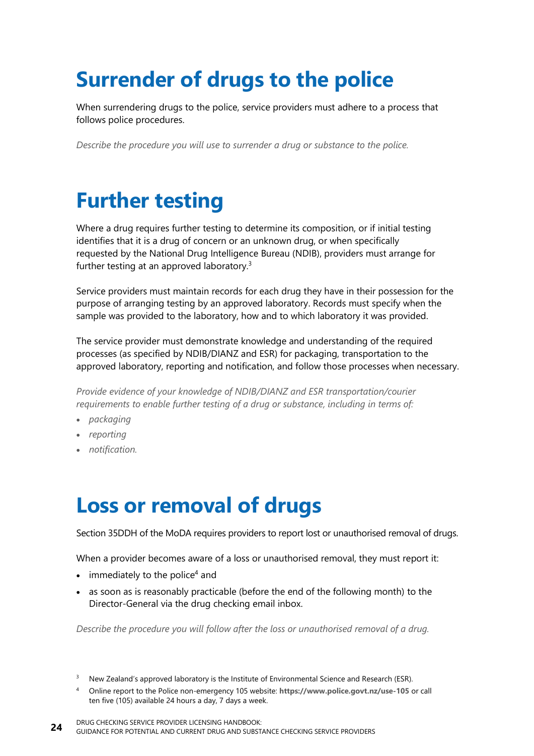# Surrender of drugs to the police

When surrendering drugs to the police, service providers must adhere to a process that follows police procedures.

*Describe the procedure you will use to surrender a drug or substance to the police.*

# Further testing

Where a drug requires further testing to determine its composition, or if initial testing identifies that it is a drug of concern or an unknown drug, or when specifically requested by the National Drug Intelligence Bureau (NDIB), providers must arrange for further testing at an approved laboratory.[3]

Service providers must maintain records for each drug they have in their possession for the purpose of arranging testing by an approved laboratory. Records must specify when the sample was provided to the laboratory, how and to which laboratory it was provided.

The service provider must demonstrate knowledge and understanding of the required processes (as specified by NDIB/DIANZ and ESR) for packaging, transportation to the approved laboratory, reporting and notification, and follow those processes when necessary.

*Provide evidence of your knowledge of NDIB/DIANZ and ESR transportation/courier requirements to enable further testing of a drug or substance, including in terms of:*

- *packaging*
- *reporting*
- *notification.*

# Loss or removal of drugs

Section 35DDH of the MoDA requires providers to report lost or unauthorised removal of drugs.

When a provider becomes aware of a loss or unauthorised removal, they must report it:

- immediately to the police[4] and
- as soon as is reasonably practicable (before the end of the following month) to the Director-General via the drug checking email inbox.

*Describe the procedure you will follow after the loss or unauthorised removal of a drug.*

[3] New Zealand's approved laboratory is the Institute of Environmental Science and Research (ESR).

[4] Online report to the Police non-emergency 105 website: **https://www.police.govt.nz/use-105** or call ten five (105) available 24 hours a day, 7 days a week.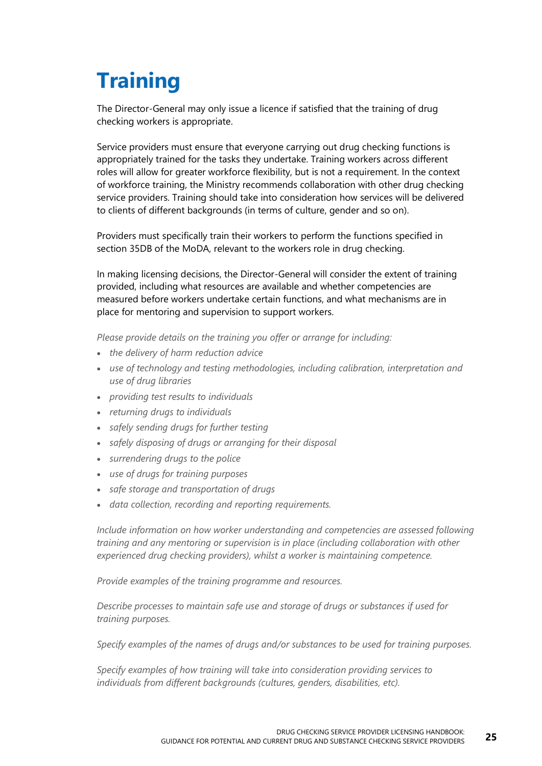# Training

The Director-General may only issue a licence if satisfied that the training of drug checking workers is appropriate.

Service providers must ensure that everyone carrying out drug checking functions is appropriately trained for the tasks they undertake. Training workers across different roles will allow for greater workforce flexibility, but is not a requirement. In the context of workforce training, the Ministry recommends collaboration with other drug checking service providers. Training should take into consideration how services will be delivered to clients of different backgrounds (in terms of culture, gender and so on).

Providers must specifically train their workers to perform the functions specified in section 35DB of the MoDA, relevant to the workers role in drug checking.

In making licensing decisions, the Director-General will consider the extent of training provided, including what resources are available and whether competencies are measured before workers undertake certain functions, and what mechanisms are in place for mentoring and supervision to support workers.

*Please provide details on the training you offer or arrange for including:*

- *the delivery of harm reduction advice*
- *use of technology and testing methodologies, including calibration, interpretation and use of drug libraries*
- *providing test results to individuals*
- *returning drugs to individuals*
- *safely sending drugs for further testing*
- *safely disposing of drugs or arranging for their disposal*
- *surrendering drugs to the police*
- *use of drugs for training purposes*
- *safe storage and transportation of drugs*
- *data collection, recording and reporting requirements.*

*Include information on how worker understanding and competencies are assessed following training and any mentoring or supervision is in place (including collaboration with other experienced drug checking providers), whilst a worker is maintaining competence.*

*Provide examples of the training programme and resources.*

*Describe processes to maintain safe use and storage of drugs or substances if used for training purposes.*

*Specify examples of the names of drugs and/or substances to be used for training purposes.*

*Specify examples of how training will take into consideration providing services to individuals from different backgrounds (cultures, genders, disabilities, etc).*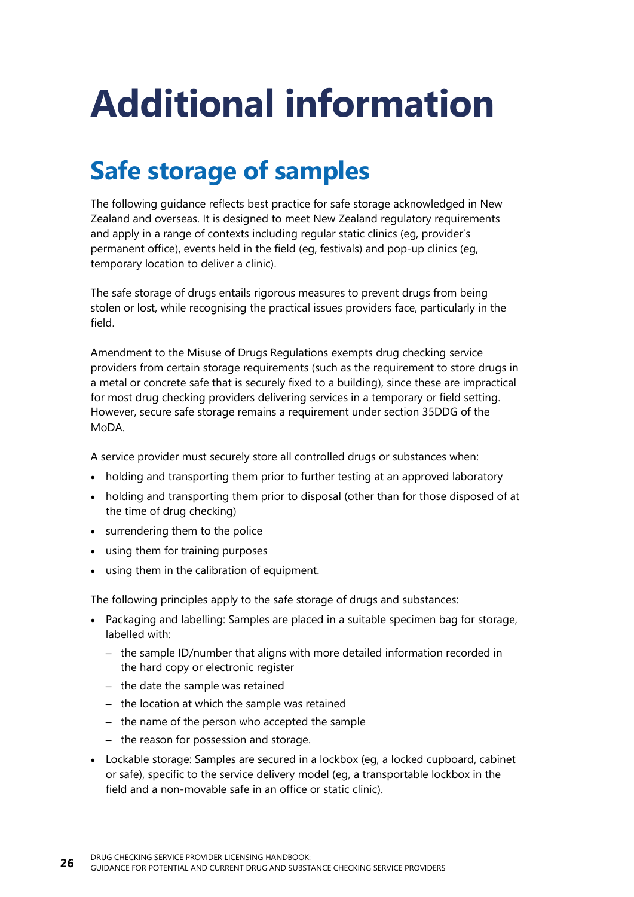# Additional information

## Safe storage of samples

The following guidance reflects best practice for safe storage acknowledged in New Zealand and overseas. It is designed to meet New Zealand regulatory requirements and apply in a range of contexts including regular static clinics (eg, provider's permanent office), events held in the field (eg, festivals) and pop-up clinics (eg, temporary location to deliver a clinic).

The safe storage of drugs entails rigorous measures to prevent drugs from being stolen or lost, while recognising the practical issues providers face, particularly in the field.

Amendment to the Misuse of Drugs Regulations exempts drug checking service providers from certain storage requirements (such as the requirement to store drugs in a metal or concrete safe that is securely fixed to a building), since these are impractical for most drug checking providers delivering services in a temporary or field setting. However, secure safe storage remains a requirement under section 35DDG of the MoDA.

A service provider must securely store all controlled drugs or substances when:

- holding and transporting them prior to further testing at an approved laboratory
- holding and transporting them prior to disposal (other than for those disposed of at the time of drug checking)
- surrendering them to the police
- using them for training purposes
- using them in the calibration of equipment.

The following principles apply to the safe storage of drugs and substances:

- Packaging and labelling: Samples are placed in a suitable specimen bag for storage, labelled with:
  - the sample ID/number that aligns with more detailed information recorded in the hard copy or electronic register
  - the date the sample was retained
  - the location at which the sample was retained
  - the name of the person who accepted the sample
  - the reason for possession and storage.
- Lockable storage: Samples are secured in a lockbox (eg, a locked cupboard, cabinet or safe), specific to the service delivery model (eg, a transportable lockbox in the field and a non-movable safe in an office or static clinic).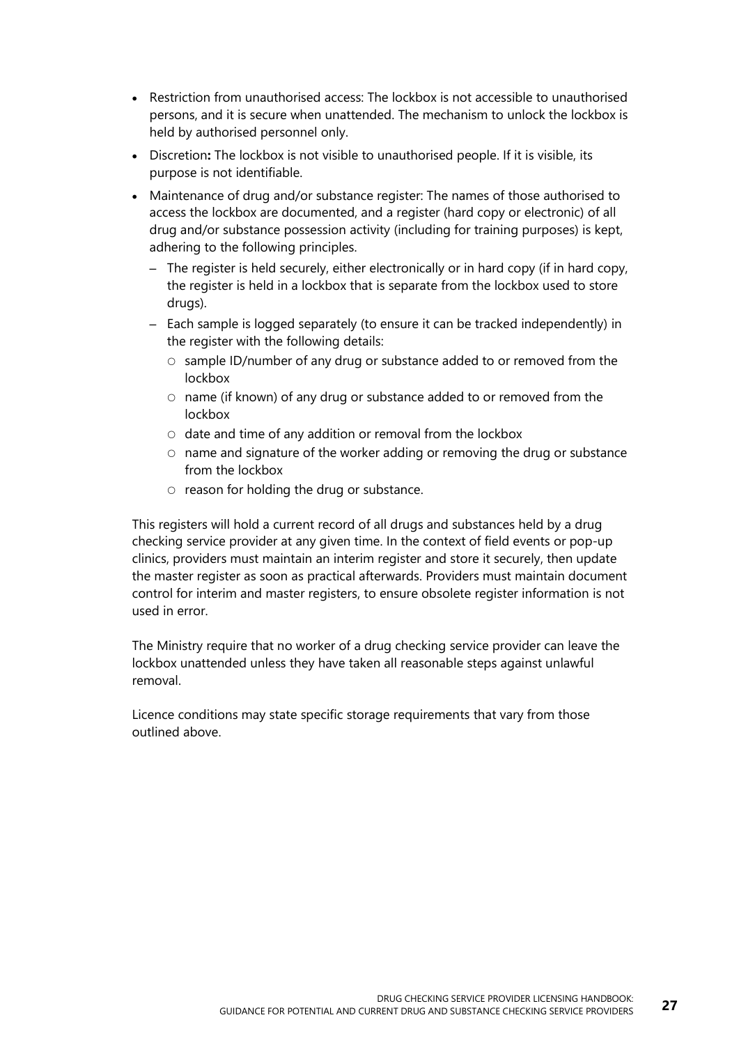- Restriction from unauthorised access: The lockbox is not accessible to unauthorised persons, and it is secure when unattended. The mechanism to unlock the lockbox is held by authorised personnel only.
- Discretion**:** The lockbox is not visible to unauthorised people. If it is visible, its purpose is not identifiable.
- Maintenance of drug and/or substance register: The names of those authorised to access the lockbox are documented, and a register (hard copy or electronic) of all drug and/or substance possession activity (including for training purposes) is kept, adhering to the following principles.
  - The register is held securely, either electronically or in hard copy (if in hard copy, the register is held in a lockbox that is separate from the lockbox used to store drugs).
  - Each sample is logged separately (to ensure it can be tracked independently) in the register with the following details:
    - sample ID/number of any drug or substance added to or removed from the lockbox
    - name (if known) of any drug or substance added to or removed from the lockbox
    - date and time of any addition or removal from the lockbox
    - name and signature of the worker adding or removing the drug or substance from the lockbox
    - reason for holding the drug or substance.

This registers will hold a current record of all drugs and substances held by a drug checking service provider at any given time. In the context of field events or pop-up clinics, providers must maintain an interim register and store it securely, then update the master register as soon as practical afterwards. Providers must maintain document control for interim and master registers, to ensure obsolete register information is not used in error.

The Ministry require that no worker of a drug checking service provider can leave the lockbox unattended unless they have taken all reasonable steps against unlawful removal.

Licence conditions may state specific storage requirements that vary from those outlined above.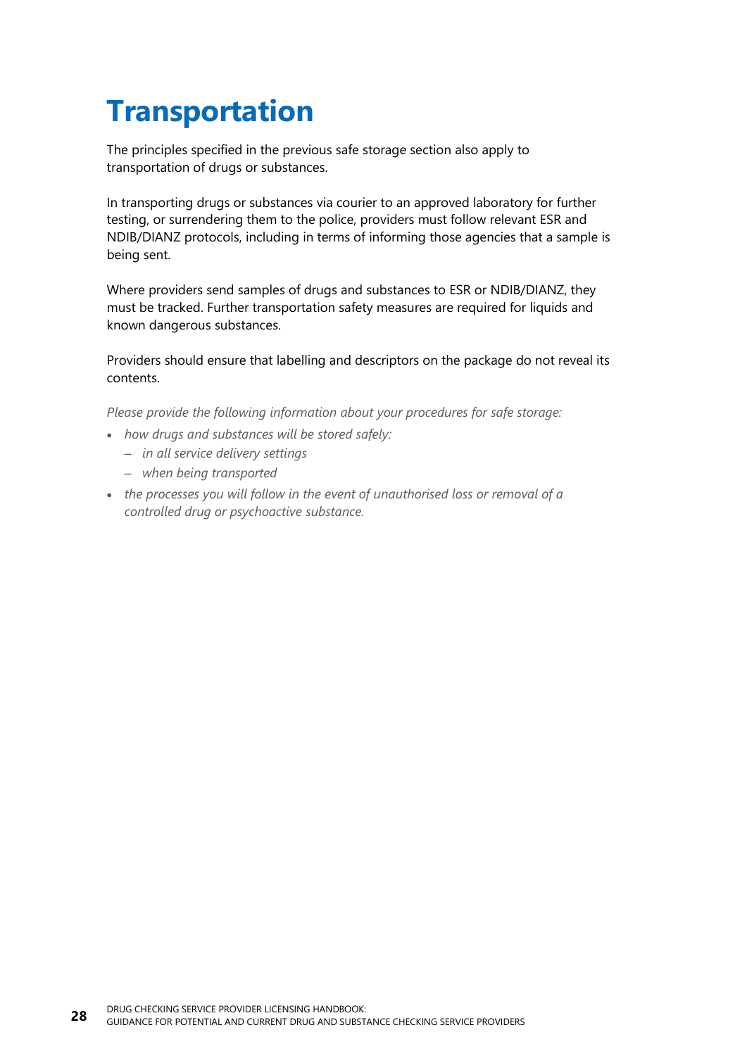# Transportation

The principles specified in the previous safe storage section also apply to transportation of drugs or substances.

In transporting drugs or substances via courier to an approved laboratory for further testing, or surrendering them to the police, providers must follow relevant ESR and NDIB/DIANZ protocols, including in terms of informing those agencies that a sample is being sent.

Where providers send samples of drugs and substances to ESR or NDIB/DIANZ, they must be tracked. Further transportation safety measures are required for liquids and known dangerous substances.

Providers should ensure that labelling and descriptors on the package do not reveal its contents.

*Please provide the following information about your procedures for safe storage:*

- *how drugs and substances will be stored safely:*
  - *in all service delivery settings*
  - *when being transported*
- *the processes you will follow in the event of unauthorised loss or removal of a controlled drug or psychoactive substance.*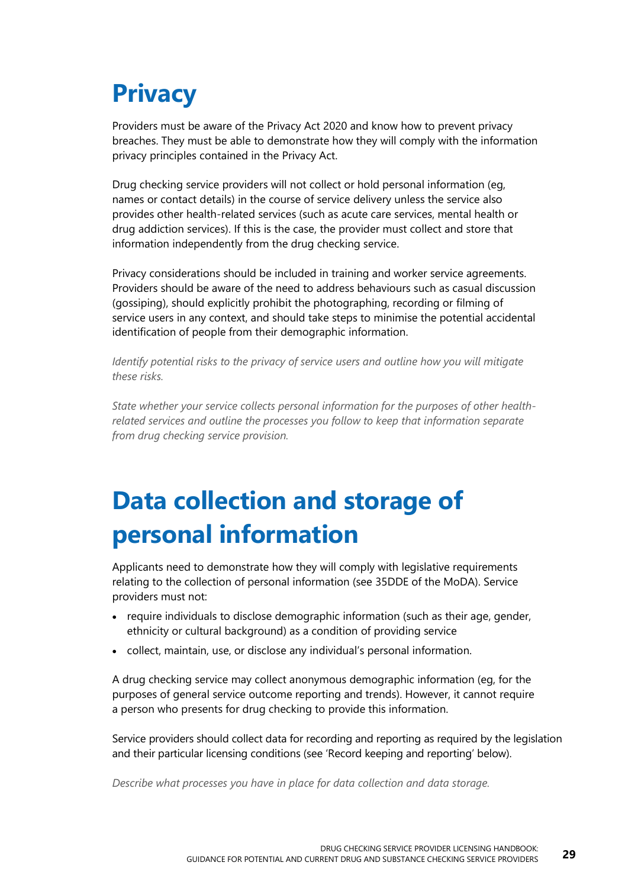# Privacy

Providers must be aware of the Privacy Act 2020 and know how to prevent privacy breaches. They must be able to demonstrate how they will comply with the information privacy principles contained in the Privacy Act.

Drug checking service providers will not collect or hold personal information (eg, names or contact details) in the course of service delivery unless the service also provides other health-related services (such as acute care services, mental health or drug addiction services). If this is the case, the provider must collect and store that information independently from the drug checking service.

Privacy considerations should be included in training and worker service agreements. Providers should be aware of the need to address behaviours such as casual discussion (gossiping), should explicitly prohibit the photographing, recording or filming of service users in any context, and should take steps to minimise the potential accidental identification of people from their demographic information.

*Identify potential risks to the privacy of service users and outline how you will mitigate these risks.*

*State whether your service collects personal information for the purposes of other health-related services and outline the processes you follow to keep that information separate from drug checking service provision.*

# Data collection and storage of personal information

Applicants need to demonstrate how they will comply with legislative requirements relating to the collection of personal information (see 35DDE of the MoDA). Service providers must not:

- require individuals to disclose demographic information (such as their age, gender, ethnicity or cultural background) as a condition of providing service
- collect, maintain, use, or disclose any individual's personal information.

A drug checking service may collect anonymous demographic information (eg, for the purposes of general service outcome reporting and trends). However, it cannot require a person who presents for drug checking to provide this information.

Service providers should collect data for recording and reporting as required by the legislation and their particular licensing conditions (see 'Record keeping and reporting' below).

*Describe what processes you have in place for data collection and data storage.*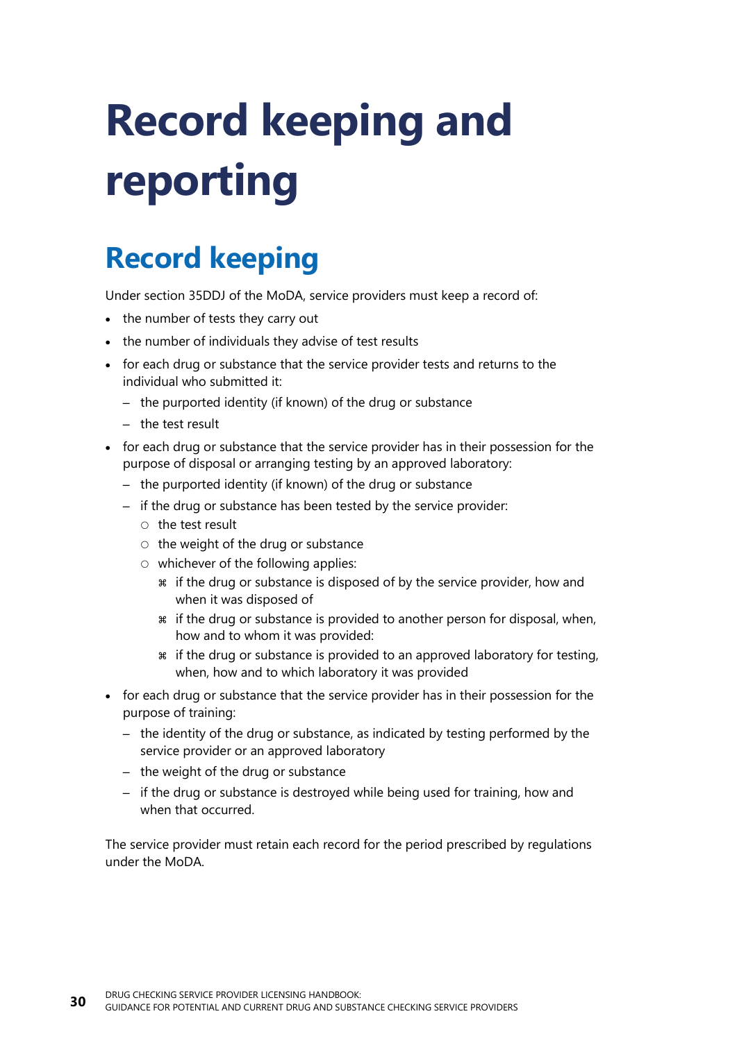# Record keeping and reporting

## Record keeping

Under section 35DDJ of the MoDA, service providers must keep a record of:

- the number of tests they carry out
- the number of individuals they advise of test results
- for each drug or substance that the service provider tests and returns to the individual who submitted it:
  - the purported identity (if known) of the drug or substance
  - the test result
- for each drug or substance that the service provider has in their possession for the purpose of disposal or arranging testing by an approved laboratory:
  - the purported identity (if known) of the drug or substance
  - if the drug or substance has been tested by the service provider:
    - the test result
    - the weight of the drug or substance
    - whichever of the following applies:
      - if the drug or substance is disposed of by the service provider, how and when it was disposed of
      - if the drug or substance is provided to another person for disposal, when, how and to whom it was provided:
      - if the drug or substance is provided to an approved laboratory for testing, when, how and to which laboratory it was provided
- for each drug or substance that the service provider has in their possession for the purpose of training:
  - the identity of the drug or substance, as indicated by testing performed by the service provider or an approved laboratory
  - the weight of the drug or substance
  - if the drug or substance is destroyed while being used for training, how and when that occurred.

The service provider must retain each record for the period prescribed by regulations under the MoDA.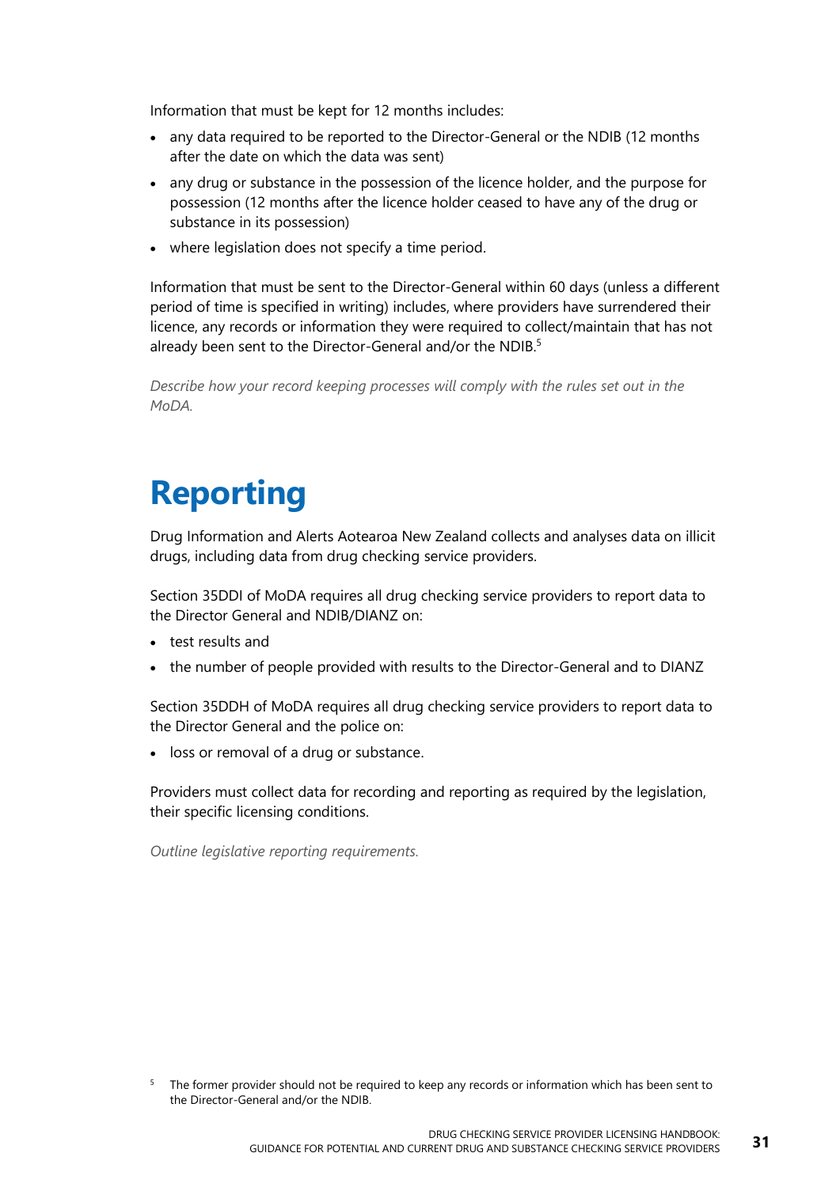Information that must be kept for 12 months includes:

- any data required to be reported to the Director-General or the NDIB (12 months after the date on which the data was sent)
- any drug or substance in the possession of the licence holder, and the purpose for possession (12 months after the licence holder ceased to have any of the drug or substance in its possession)
- where legislation does not specify a time period.

Information that must be sent to the Director-General within 60 days (unless a different period of time is specified in writing) includes, where providers have surrendered their licence, any records or information they were required to collect/maintain that has not already been sent to the Director-General and/or the NDIB.[5]

*Describe how your record keeping processes will comply with the rules set out in the MoDA.*

# Reporting

Drug Information and Alerts Aotearoa New Zealand collects and analyses data on illicit drugs, including data from drug checking service providers.

Section 35DDI of MoDA requires all drug checking service providers to report data to the Director General and NDIB/DIANZ on:

- test results and
- the number of people provided with results to the Director-General and to DIANZ

Section 35DDH of MoDA requires all drug checking service providers to report data to the Director General and the police on:

- loss or removal of a drug or substance.

Providers must collect data for recording and reporting as required by the legislation, their specific licensing conditions.

*Outline legislative reporting requirements.*

[5] The former provider should not be required to keep any records or information which has been sent to the Director-General and/or the NDIB.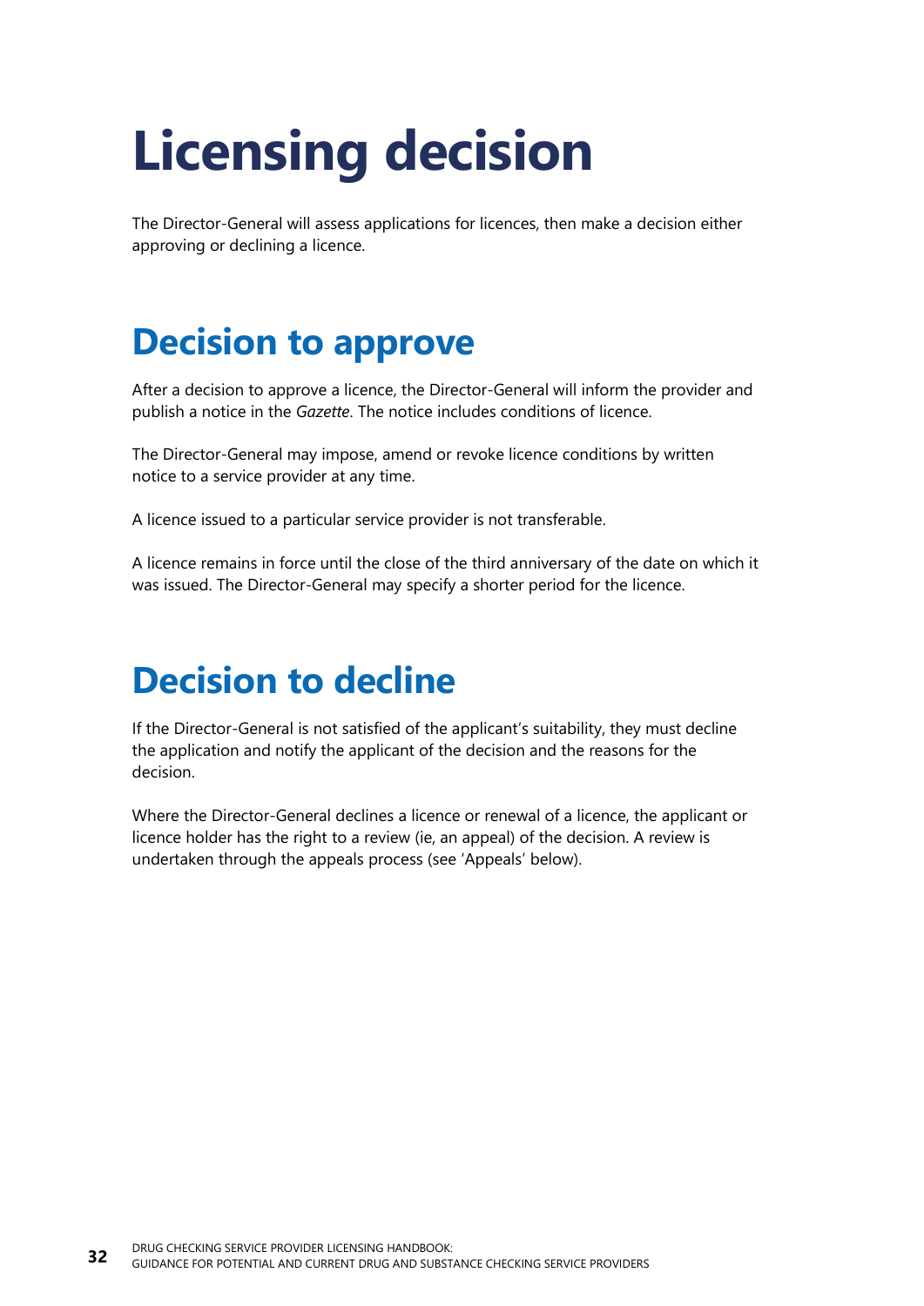# Licensing decision

The Director-General will assess applications for licences, then make a decision either approving or declining a licence.

## Decision to approve

After a decision to approve a licence, the Director-General will inform the provider and publish a notice in the *Gazette*. The notice includes conditions of licence.

The Director-General may impose, amend or revoke licence conditions by written notice to a service provider at any time.

A licence issued to a particular service provider is not transferable.

A licence remains in force until the close of the third anniversary of the date on which it was issued. The Director-General may specify a shorter period for the licence.

## Decision to decline

If the Director-General is not satisfied of the applicant's suitability, they must decline the application and notify the applicant of the decision and the reasons for the decision.

Where the Director-General declines a licence or renewal of a licence, the applicant or licence holder has the right to a review (ie, an appeal) of the decision. A review is undertaken through the appeals process (see 'Appeals' below).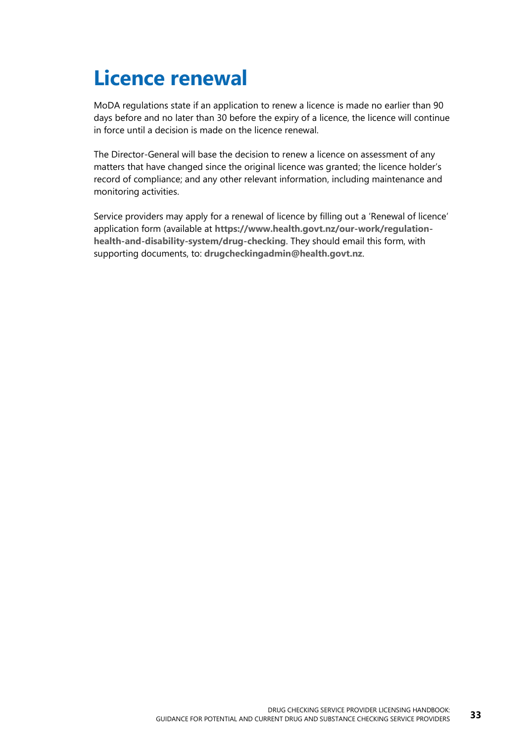# Licence renewal

MoDA regulations state if an application to renew a licence is made no earlier than 90 days before and no later than 30 before the expiry of a licence, the licence will continue in force until a decision is made on the licence renewal.

The Director-General will base the decision to renew a licence on assessment of any matters that have changed since the original licence was granted; the licence holder's record of compliance; and any other relevant information, including maintenance and monitoring activities.

Service providers may apply for a renewal of licence by filling out a 'Renewal of licence' application form (available at **https://www.health.govt.nz/our-work/regulation-health-and-disability-system/drug-checking**. They should email this form, with supporting documents, to: **drugcheckingadmin@health.govt.nz**.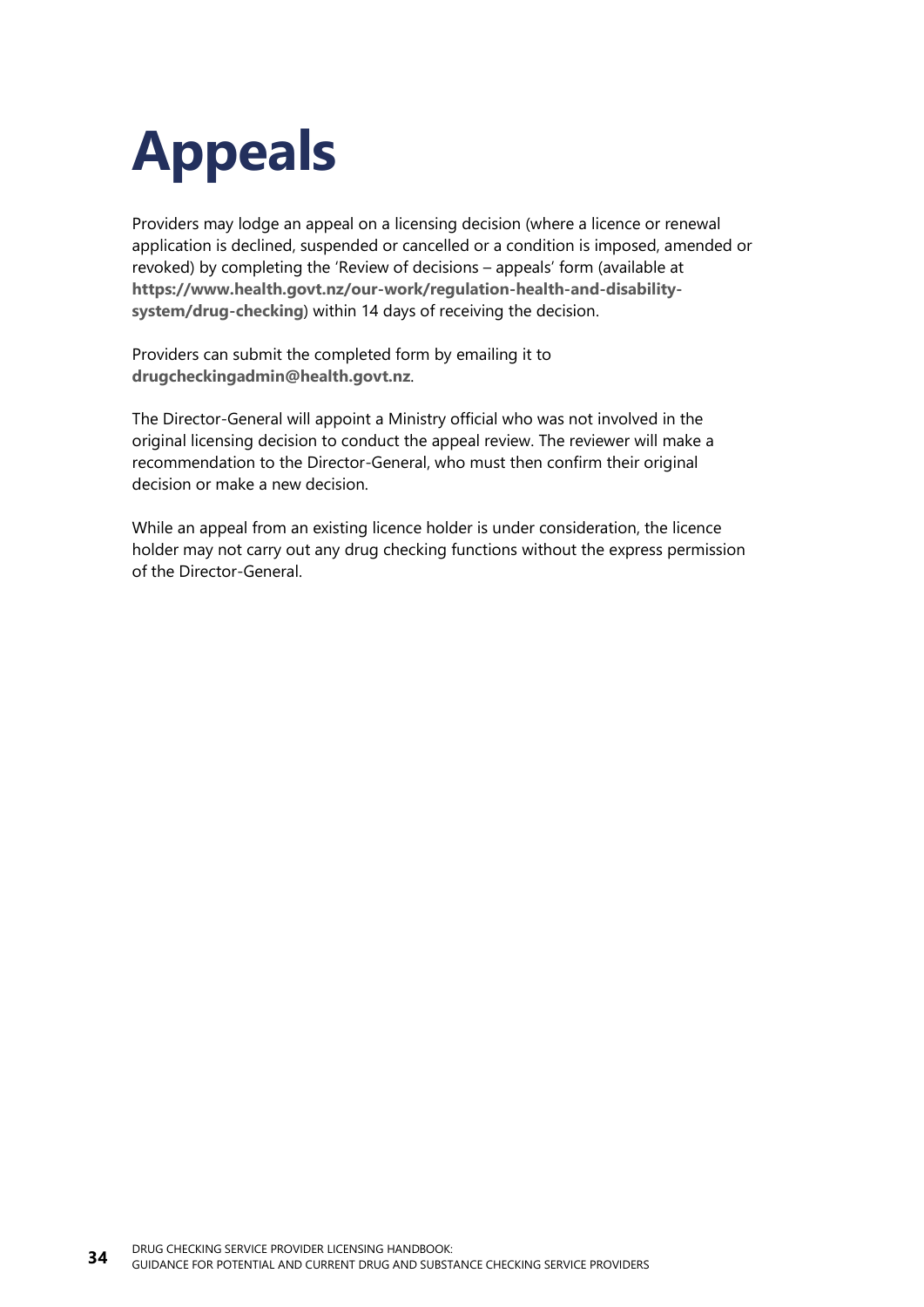# Appeals

Providers may lodge an appeal on a licensing decision (where a licence or renewal application is declined, suspended or cancelled or a condition is imposed, amended or revoked) by completing the 'Review of decisions – appeals' form (available at **https://www.health.govt.nz/our-work/regulation-health-and-disability-system/drug-checking**) within 14 days of receiving the decision.

Providers can submit the completed form by emailing it to **drugcheckingadmin@health.govt.nz**.

The Director-General will appoint a Ministry official who was not involved in the original licensing decision to conduct the appeal review. The reviewer will make a recommendation to the Director-General, who must then confirm their original decision or make a new decision.

While an appeal from an existing licence holder is under consideration, the licence holder may not carry out any drug checking functions without the express permission of the Director-General.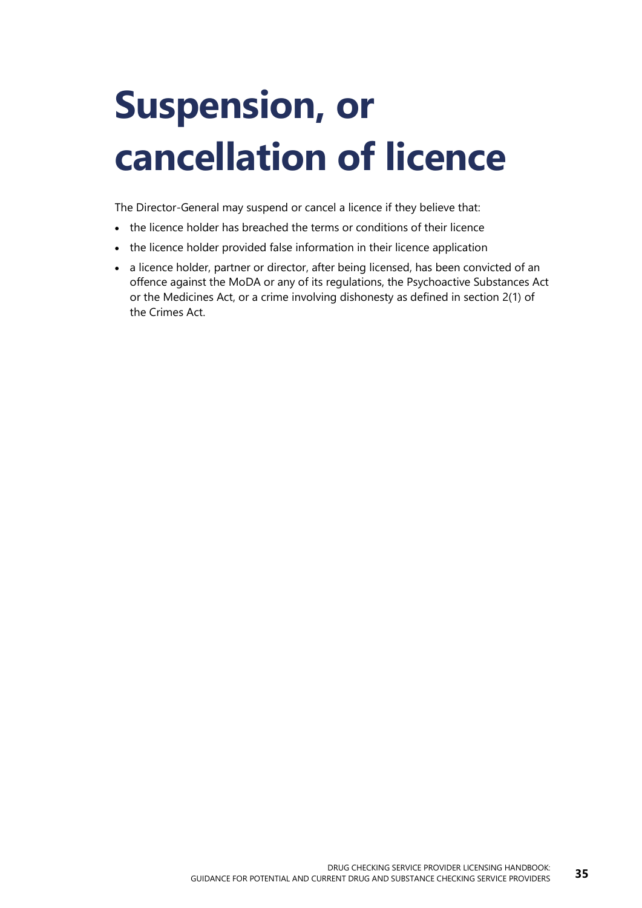# Suspension, or cancellation of licence

The Director-General may suspend or cancel a licence if they believe that:

- the licence holder has breached the terms or conditions of their licence
- the licence holder provided false information in their licence application
- a licence holder, partner or director, after being licensed, has been convicted of an offence against the MoDA or any of its regulations, the Psychoactive Substances Act or the Medicines Act, or a crime involving dishonesty as defined in section 2(1) of the Crimes Act.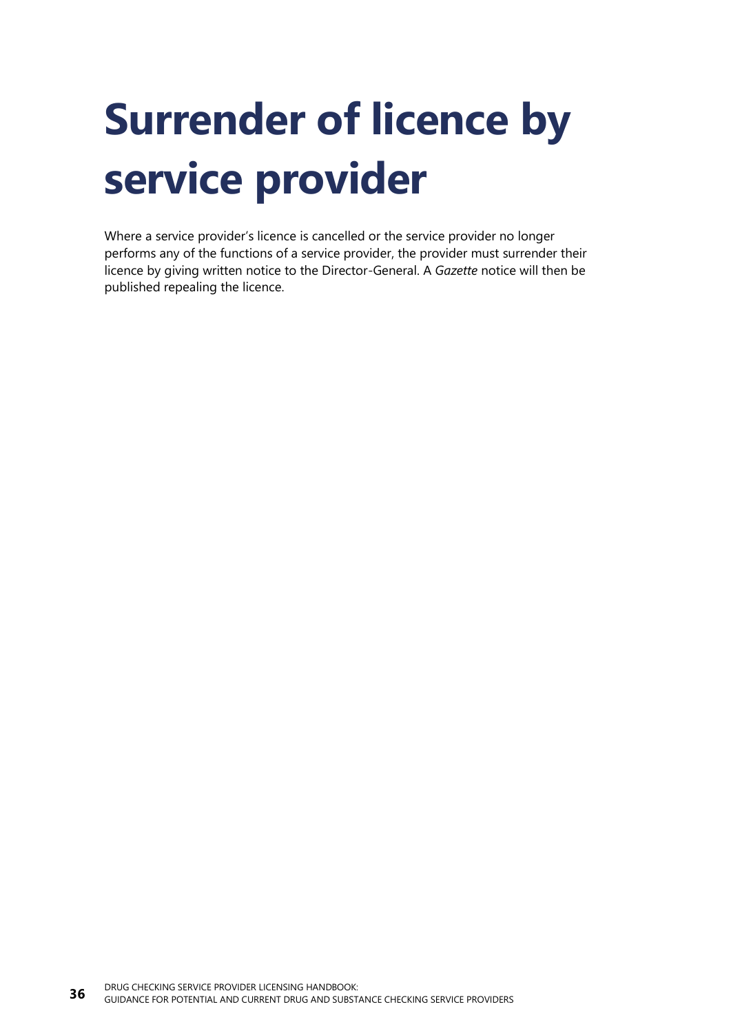# Surrender of licence by service provider

Where a service provider's licence is cancelled or the service provider no longer performs any of the functions of a service provider, the provider must surrender their licence by giving written notice to the Director-General. A *Gazette* notice will then be published repealing the licence.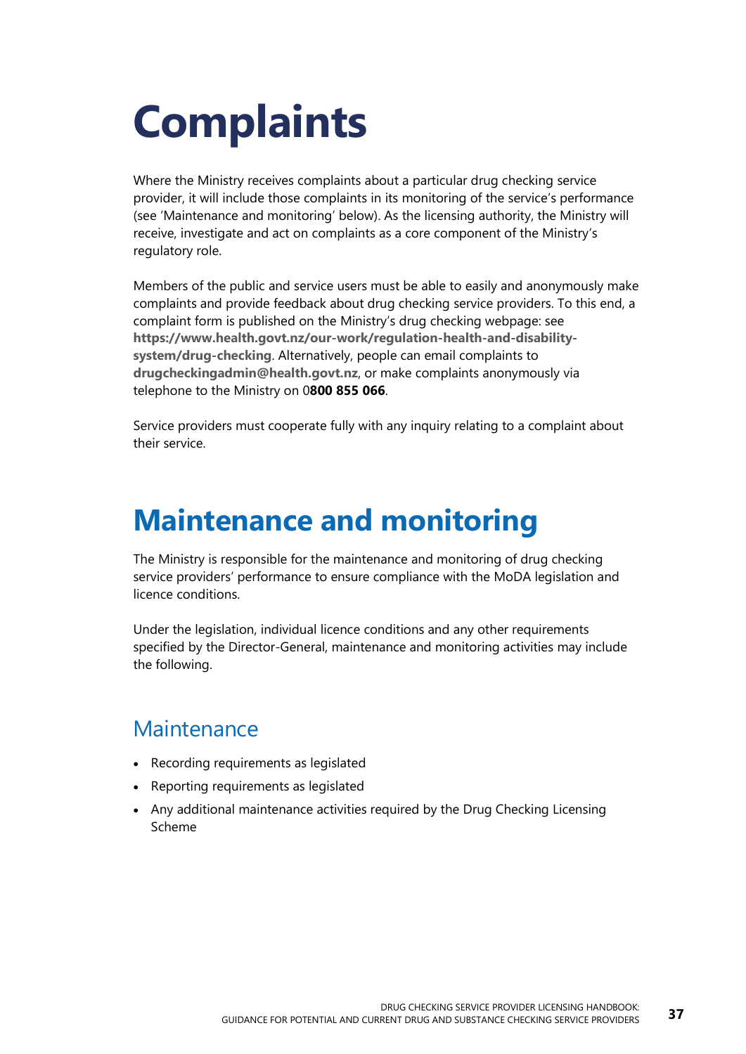# Complaints

Where the Ministry receives complaints about a particular drug checking service provider, it will include those complaints in its monitoring of the service's performance (see 'Maintenance and monitoring' below). As the licensing authority, the Ministry will receive, investigate and act on complaints as a core component of the Ministry's regulatory role.

Members of the public and service users must be able to easily and anonymously make complaints and provide feedback about drug checking service providers. To this end, a complaint form is published on the Ministry's drug checking webpage: see **https://www.health.govt.nz/our-work/regulation-health-and-disability-system/drug-checking**. Alternatively, people can email complaints to **drugcheckingadmin@health.govt.nz**, or make complaints anonymously via telephone to the Ministry on 0**800 855 066**.

Service providers must cooperate fully with any inquiry relating to a complaint about their service.

# Maintenance and monitoring

The Ministry is responsible for the maintenance and monitoring of drug checking service providers' performance to ensure compliance with the MoDA legislation and licence conditions.

Under the legislation, individual licence conditions and any other requirements specified by the Director-General, maintenance and monitoring activities may include the following.

## Maintenance

- Recording requirements as legislated
- Reporting requirements as legislated
- Any additional maintenance activities required by the Drug Checking Licensing Scheme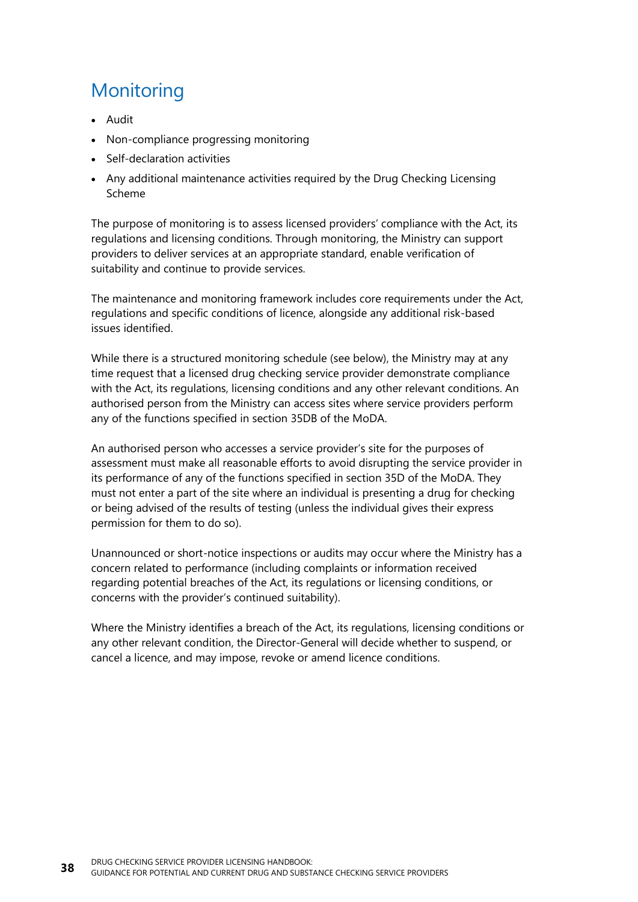## Monitoring

- Audit
- Non-compliance progressing monitoring
- Self-declaration activities
- Any additional maintenance activities required by the Drug Checking Licensing Scheme

The purpose of monitoring is to assess licensed providers' compliance with the Act, its regulations and licensing conditions. Through monitoring, the Ministry can support providers to deliver services at an appropriate standard, enable verification of suitability and continue to provide services.

The maintenance and monitoring framework includes core requirements under the Act, regulations and specific conditions of licence, alongside any additional risk-based issues identified.

While there is a structured monitoring schedule (see below), the Ministry may at any time request that a licensed drug checking service provider demonstrate compliance with the Act, its regulations, licensing conditions and any other relevant conditions. An authorised person from the Ministry can access sites where service providers perform any of the functions specified in section 35DB of the MoDA.

An authorised person who accesses a service provider's site for the purposes of assessment must make all reasonable efforts to avoid disrupting the service provider in its performance of any of the functions specified in section 35D of the MoDA. They must not enter a part of the site where an individual is presenting a drug for checking or being advised of the results of testing (unless the individual gives their express permission for them to do so).

Unannounced or short-notice inspections or audits may occur where the Ministry has a concern related to performance (including complaints or information received regarding potential breaches of the Act, its regulations or licensing conditions, or concerns with the provider's continued suitability).

Where the Ministry identifies a breach of the Act, its regulations, licensing conditions or any other relevant condition, the Director-General will decide whether to suspend, or cancel a licence, and may impose, revoke or amend licence conditions.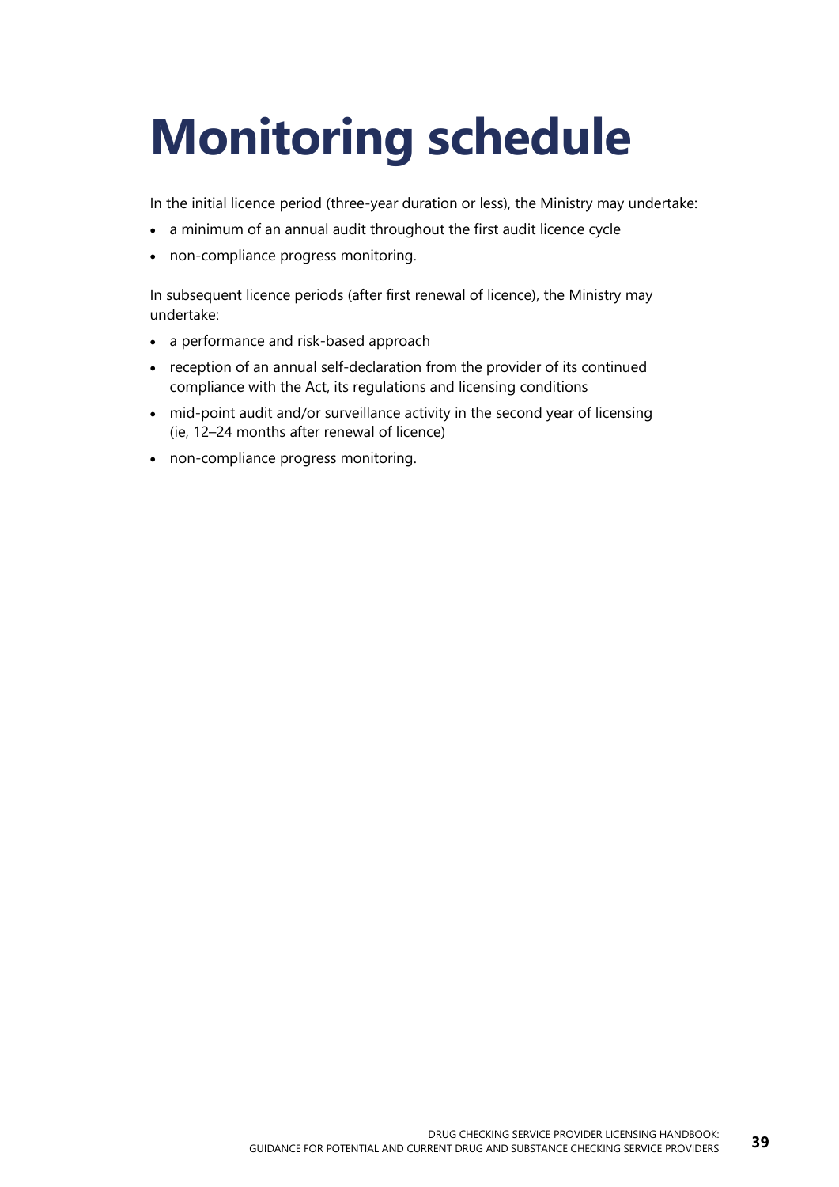# Monitoring schedule

In the initial licence period (three-year duration or less), the Ministry may undertake:

- a minimum of an annual audit throughout the first audit licence cycle
- non-compliance progress monitoring.

In subsequent licence periods (after first renewal of licence), the Ministry may undertake:

- a performance and risk-based approach
- reception of an annual self-declaration from the provider of its continued compliance with the Act, its regulations and licensing conditions
- mid-point audit and/or surveillance activity in the second year of licensing (ie, 12–24 months after renewal of licence)
- non-compliance progress monitoring.